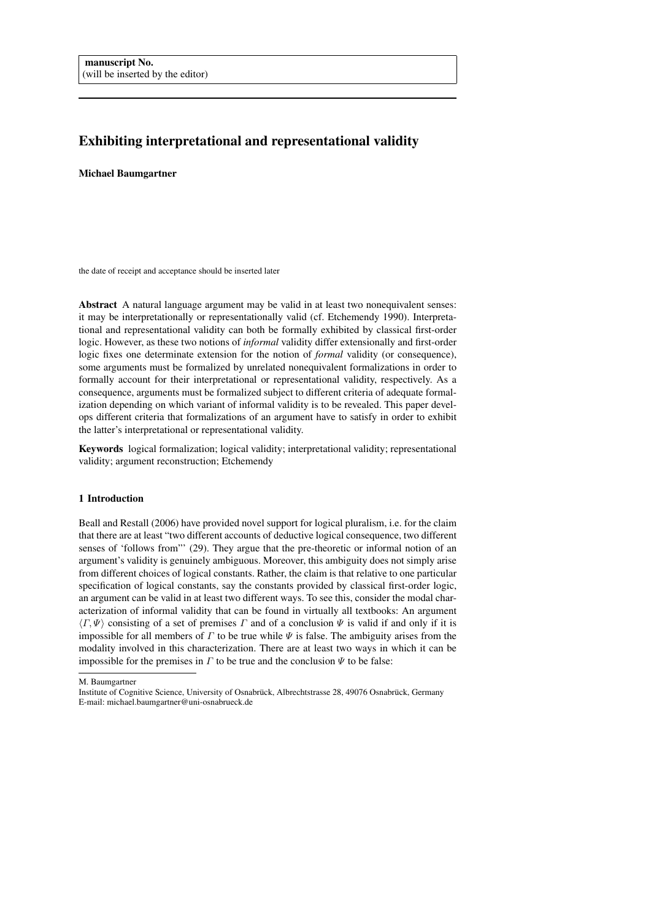manuscript No.
(will be inserted by the editor)

# Exhibiting interpretational and representational validity

**Michael Baumgartner**

the date of receipt and acceptance should be inserted later

**Abstract** A natural language argument may be valid in at least two nonequivalent senses: it may be interpretationally or representationally valid (cf. Etchemendy 1990). Interpretational and representational validity can both be formally exhibited by classical first-order logic. However, as these two notions of *informal* validity differ extensionally and first-order logic fixes one determinate extension for the notion of *formal* validity (or consequence), some arguments must be formalized by unrelated nonequivalent formalizations in order to formally account for their interpretational or representational validity, respectively. As a consequence, arguments must be formalized subject to different criteria of adequate formalization depending on which variant of informal validity is to be revealed. This paper develops different criteria that formalizations of an argument have to satisfy in order to exhibit the latter's interpretational or representational validity.

**Keywords** logical formalization; logical validity; interpretational validity; representational validity; argument reconstruction; Etchemendy

## 1 Introduction

Beall and Restall (2006) have provided novel support for logical pluralism, i.e. for the claim that there are at least "two different accounts of deductive logical consequence, two different senses of 'follows from"' (29). They argue that the pre-theoretic or informal notion of an argument's validity is genuinely ambiguous. Moreover, this ambiguity does not simply arise from different choices of logical constants. Rather, the claim is that relative to one particular specification of logical constants, say the constants provided by classical first-order logic, an argument can be valid in at least two different ways. To see this, consider the modal characterization of informal validity that can be found in virtually all textbooks: An argument $\langle \Gamma, \Psi \rangle$ consisting of a set of premises $\Gamma$ and of a conclusion $\Psi$ is valid if and only if it is impossible for all members of $\Gamma$ to be true while $\Psi$ is false. The ambiguity arises from the modality involved in this characterization. There are at least two ways in which it can be impossible for the premises in $\Gamma$ to be true and the conclusion $\Psi$ to be false:

M. Baumgartner
Institute of Cognitive Science, University of Osnabrück, Albrechtstrasse 28, 49076 Osnabrück, Germany
E-mail: michael.baumgartner@uni-osnabrueck.de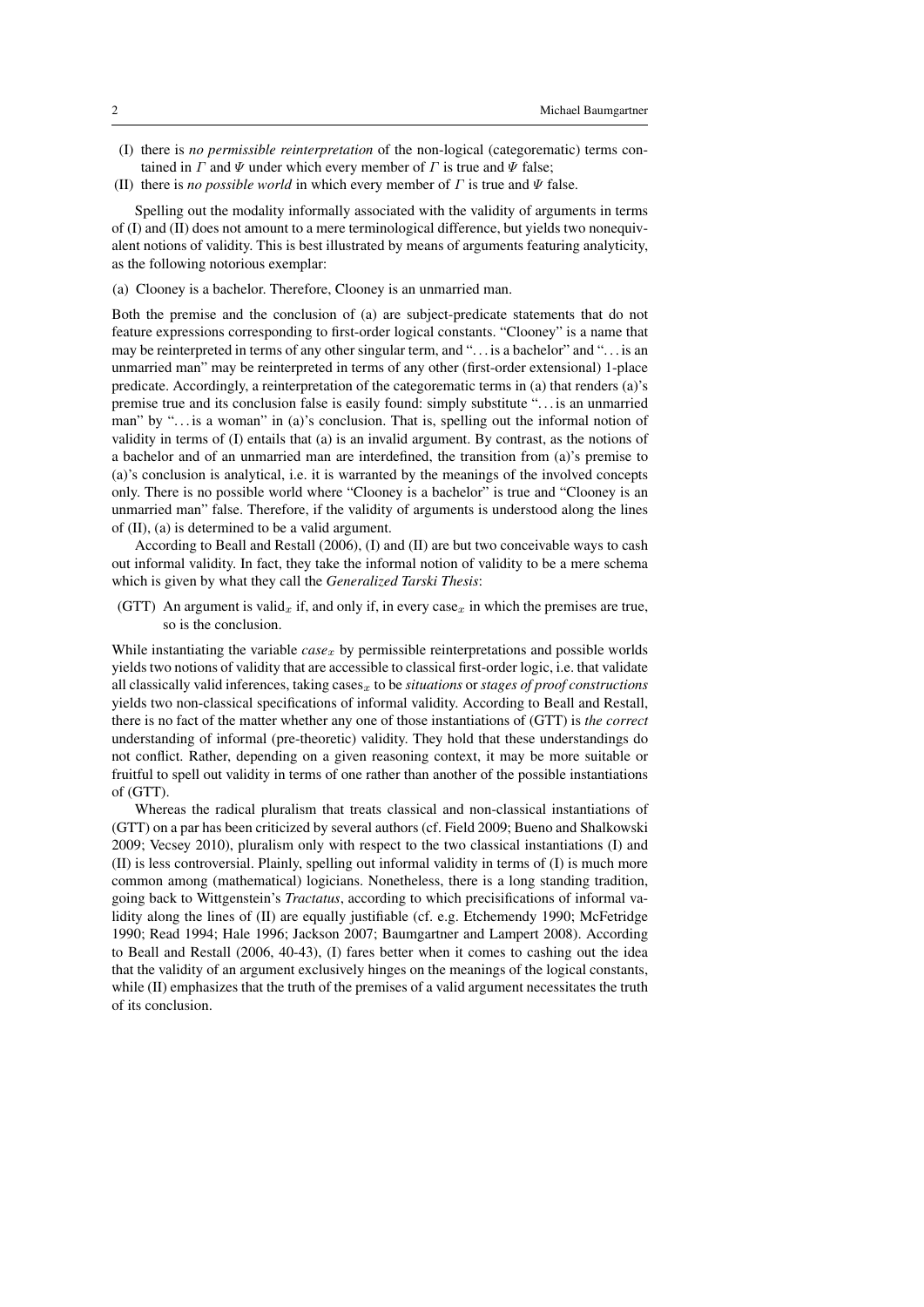(I) there is *no permissible reinterpretation* of the non-logical (categorematic) terms contained in $\Gamma$ and $\Psi$ under which every member of $\Gamma$ is true and $\Psi$ false;

(II) there is *no possible world* in which every member of $\Gamma$ is true and $\Psi$ false.

Spelling out the modality informally associated with the validity of arguments in terms of (I) and (II) does not amount to a mere terminological difference, but yields two nonequivalent notions of validity. This is best illustrated by means of arguments featuring analyticity, as the following notorious exemplar:

(a) Clooney is a bachelor. Therefore, Clooney is an unmarried man.

Both the premise and the conclusion of (a) are subject-predicate statements that do not feature expressions corresponding to first-order logical constants. "Clooney" is a name that may be reinterpreted in terms of any other singular term, and "…is a bachelor" and "…is an unmarried man" may be reinterpreted in terms of any other (first-order extensional) 1-place predicate. Accordingly, a reinterpretation of the categorematic terms in (a) that renders (a)'s premise true and its conclusion false is easily found: simply substitute "…is an unmarried man" by "…is a woman" in (a)'s conclusion. That is, spelling out the informal notion of validity in terms of (I) entails that (a) is an invalid argument. By contrast, as the notions of a bachelor and of an unmarried man are interdefined, the transition from (a)'s premise to (a)'s conclusion is analytical, i.e. it is warranted by the meanings of the involved concepts only. There is no possible world where "Clooney is a bachelor" is true and "Clooney is an unmarried man" false. Therefore, if the validity of arguments is understood along the lines of (II), (a) is determined to be a valid argument.

According to Beall and Restall (2006), (I) and (II) are but two conceivable ways to cash out informal validity. In fact, they take the informal notion of validity to be a mere schema which is given by what they call the *Generalized Tarski Thesis*:

(GTT) An argument is valid$_x$ if, and only if, in every case$_x$ in which the premises are true, so is the conclusion.

While instantiating the variable *case*$_x$ by permissible reinterpretations and possible worlds yields two notions of validity that are accessible to classical first-order logic, i.e. that validate all classically valid inferences, taking cases$_x$ to be *situations* or *stages of proof constructions* yields two non-classical specifications of informal validity. According to Beall and Restall, there is no fact of the matter whether any one of those instantiations of (GTT) is *the correct* understanding of informal (pre-theoretic) validity. They hold that these understandings do not conflict. Rather, depending on a given reasoning context, it may be more suitable or fruitful to spell out validity in terms of one rather than another of the possible instantiations of (GTT).

Whereas the radical pluralism that treats classical and non-classical instantiations of (GTT) on a par has been criticized by several authors (cf. Field 2009; Bueno and Shalkowski 2009; Vecsey 2010), pluralism only with respect to the two classical instantiations (I) and (II) is less controversial. Plainly, spelling out informal validity in terms of (I) is much more common among (mathematical) logicians. Nonetheless, there is a long standing tradition, going back to Wittgenstein's *Tractatus*, according to which precisifications of informal validity along the lines of (II) are equally justifiable (cf. e.g. Etchemendy 1990; McFetridge 1990; Read 1994; Hale 1996; Jackson 2007; Baumgartner and Lampert 2008). According to Beall and Restall (2006, 40-43), (I) fares better when it comes to cashing out the idea that the validity of an argument exclusively hinges on the meanings of the logical constants, while (II) emphasizes that the truth of the premises of a valid argument necessitates the truth of its conclusion.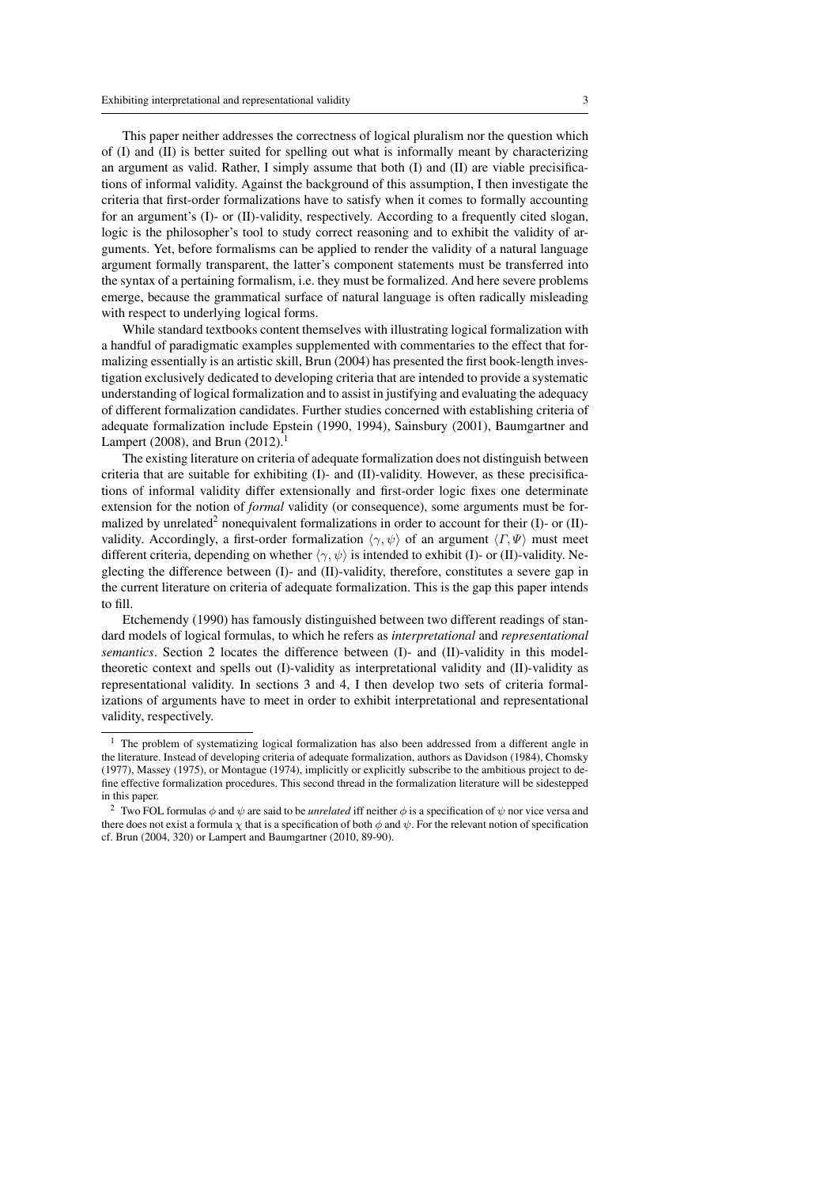This paper neither addresses the correctness of logical pluralism nor the question which of (I) and (II) is better suited for spelling out what is informally meant by characterizing an argument as valid. Rather, I simply assume that both (I) and (II) are viable precisifications of informal validity. Against the background of this assumption, I then investigate the criteria that first-order formalizations have to satisfy when it comes to formally accounting for an argument's (I)- or (II)-validity, respectively. According to a frequently cited slogan, logic is the philosopher's tool to study correct reasoning and to exhibit the validity of arguments. Yet, before formalisms can be applied to render the validity of a natural language argument formally transparent, the latter's component statements must be transferred into the syntax of a pertaining formalism, i.e. they must be formalized. And here severe problems emerge, because the grammatical surface of natural language is often radically misleading with respect to underlying logical forms.

While standard textbooks content themselves with illustrating logical formalization with a handful of paradigmatic examples supplemented with commentaries to the effect that formalizing essentially is an artistic skill, Brun (2004) has presented the first book-length investigation exclusively dedicated to developing criteria that are intended to provide a systematic understanding of logical formalization and to assist in justifying and evaluating the adequacy of different formalization candidates. Further studies concerned with establishing criteria of adequate formalization include Epstein (1990, 1994), Sainsbury (2001), Baumgartner and Lampert (2008), and Brun (2012).[1]

The existing literature on criteria of adequate formalization does not distinguish between criteria that are suitable for exhibiting (I)- and (II)-validity. However, as these precisifications of informal validity differ extensionally and first-order logic fixes one determinate extension for the notion of *formal* validity (or consequence), some arguments must be formalized by unrelated[2] nonequivalent formalizations in order to account for their (I)- or (II)-validity. Accordingly, a first-order formalization $\langle \gamma, \psi \rangle$ of an argument $\langle \Gamma, \Psi \rangle$ must meet different criteria, depending on whether $\langle \gamma, \psi \rangle$ is intended to exhibit (I)- or (II)-validity. Neglecting the difference between (I)- and (II)-validity, therefore, constitutes a severe gap in the current literature on criteria of adequate formalization. This is the gap this paper intends to fill.

Etchemendy (1990) has famously distinguished between two different readings of standard models of logical formulas, to which he refers as *interpretational* and *representational semantics*. Section 2 locates the difference between (I)- and (II)-validity in this model-theoretic context and spells out (I)-validity as interpretational validity and (II)-validity as representational validity. In sections 3 and 4, I then develop two sets of criteria formalizations of arguments have to meet in order to exhibit interpretational and representational validity, respectively.

---

[1] The problem of systematizing logical formalization has also been addressed from a different angle in the literature. Instead of developing criteria of adequate formalization, authors as Davidson (1984), Chomsky (1977), Massey (1975), or Montague (1974), implicitly or explicitly subscribe to the ambitious project to define effective formalization procedures. This second thread in the formalization literature will be sidestepped in this paper.

[2] Two FOL formulas $\phi$ and $\psi$ are said to be *unrelated* iff neither $\phi$ is a specification of $\psi$ nor vice versa and there does not exist a formula $\chi$ that is a specification of both $\phi$ and $\psi$. For the relevant notion of specification cf. Brun (2004, 320) or Lampert and Baumgartner (2010, 89-90).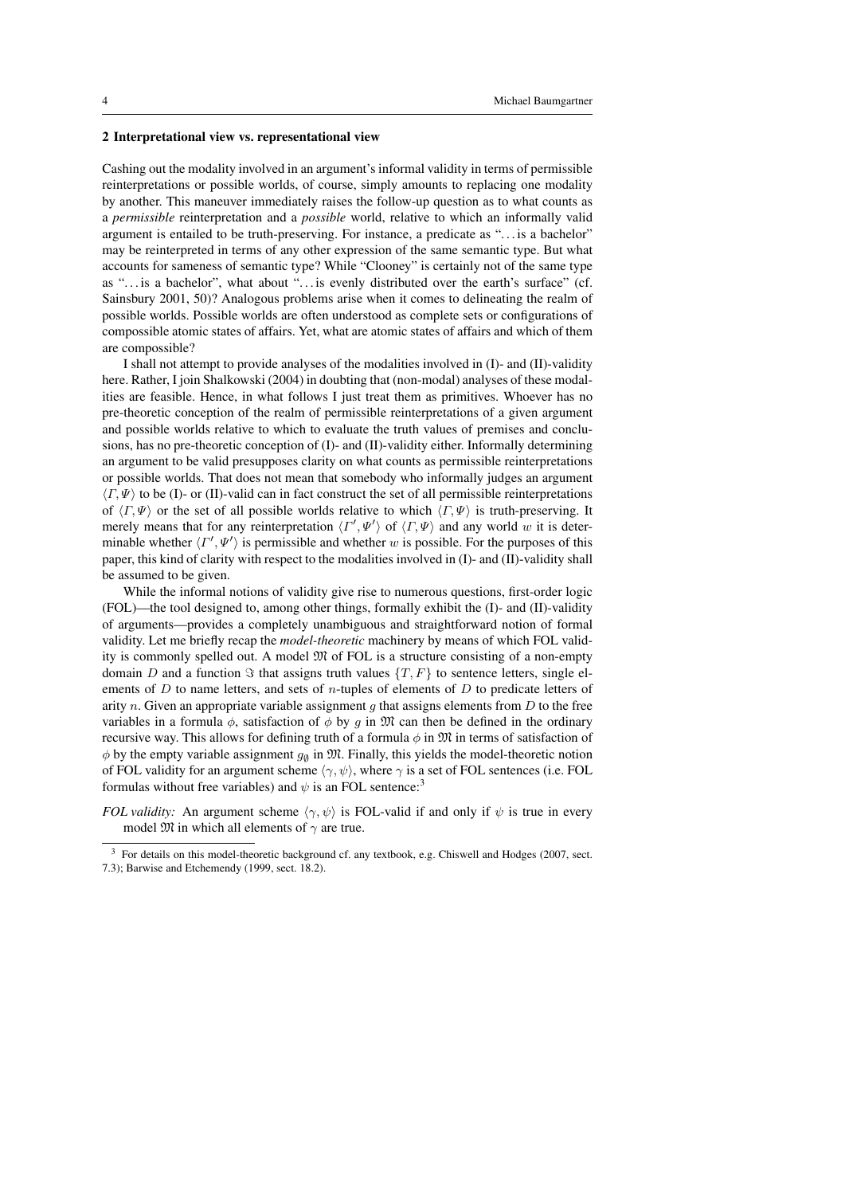## 2 Interpretational view vs. representational view

Cashing out the modality involved in an argument's informal validity in terms of permissible reinterpretations or possible worlds, of course, simply amounts to replacing one modality by another. This maneuver immediately raises the follow-up question as to what counts as a *permissible* reinterpretation and a *possible* world, relative to which an informally valid argument is entailed to be truth-preserving. For instance, a predicate as "…is a bachelor" may be reinterpreted in terms of any other expression of the same semantic type. But what accounts for sameness of semantic type? While "Clooney" is certainly not of the same type as "…is a bachelor", what about "…is evenly distributed over the earth's surface" (cf. Sainsbury 2001, 50)? Analogous problems arise when it comes to delineating the realm of possible worlds. Possible worlds are often understood as complete sets or configurations of compossible atomic states of affairs. Yet, what are atomic states of affairs and which of them are compossible?

I shall not attempt to provide analyses of the modalities involved in (I)- and (II)-validity here. Rather, I join Shalkowski (2004) in doubting that (non-modal) analyses of these modalities are feasible. Hence, in what follows I just treat them as primitives. Whoever has no pre-theoretic conception of the realm of permissible reinterpretations of a given argument and possible worlds relative to which to evaluate the truth values of premises and conclusions, has no pre-theoretic conception of (I)- and (II)-validity either. Informally determining an argument to be valid presupposes clarity on what counts as permissible reinterpretations or possible worlds. That does not mean that somebody who informally judges an argument $\langle \Gamma, \Psi \rangle$ to be (I)- or (II)-valid can in fact construct the set of all permissible reinterpretations of $\langle \Gamma, \Psi \rangle$ or the set of all possible worlds relative to which $\langle \Gamma, \Psi \rangle$ is truth-preserving. It merely means that for any reinterpretation $\langle \Gamma', \Psi' \rangle$ of $\langle \Gamma, \Psi \rangle$ and any world $w$ it is determinable whether $\langle \Gamma', \Psi' \rangle$ is permissible and whether $w$ is possible. For the purposes of this paper, this kind of clarity with respect to the modalities involved in (I)- and (II)-validity shall be assumed to be given.

While the informal notions of validity give rise to numerous questions, first-order logic (FOL)—the tool designed to, among other things, formally exhibit the (I)- and (II)-validity of arguments—provides a completely unambiguous and straightforward notion of formal validity. Let me briefly recap the *model-theoretic* machinery by means of which FOL validity is commonly spelled out. A model $\mathfrak{M}$ of FOL is a structure consisting of a non-empty domain $D$ and a function $\Im$ that assigns truth values $\{T, F\}$ to sentence letters, single elements of $D$ to name letters, and sets of $n$-tuples of elements of $D$ to predicate letters of arity $n$. Given an appropriate variable assignment $g$ that assigns elements from $D$ to the free variables in a formula $\phi$, satisfaction of $\phi$ by $g$ in $\mathfrak{M}$ can then be defined in the ordinary recursive way. This allows for defining truth of a formula $\phi$ in $\mathfrak{M}$ in terms of satisfaction of $\phi$ by the empty variable assignment $g_\emptyset$ in $\mathfrak{M}$. Finally, this yields the model-theoretic notion of FOL validity for an argument scheme $\langle \gamma, \psi \rangle$, where $\gamma$ is a set of FOL sentences (i.e. FOL formulas without free variables) and $\psi$ is an FOL sentence:[3]

*FOL validity:* An argument scheme $\langle \gamma, \psi \rangle$ is FOL-valid if and only if $\psi$ is true in every model $\mathfrak{M}$ in which all elements of $\gamma$ are true.

[3] For details on this model-theoretic background cf. any textbook, e.g. Chiswell and Hodges (2007, sect. 7.3); Barwise and Etchemendy (1999, sect. 18.2).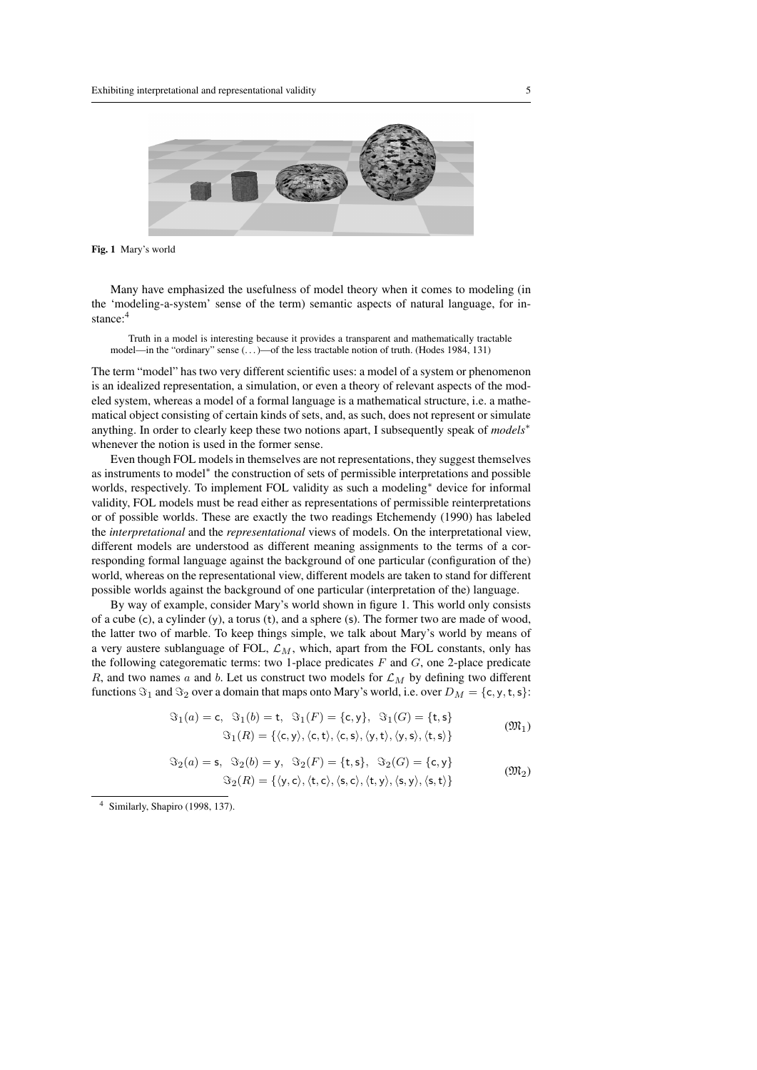Fig. 1 Mary's world

Many have emphasized the usefulness of model theory when it comes to modeling (in the 'modeling-a-system' sense of the term) semantic aspects of natural language, for instance:[4]

> Truth in a model is interesting because it provides a transparent and mathematically tractable model—in the "ordinary" sense (...)—of the less tractable notion of truth. (Hodes 1984, 131)

The term "model" has two very different scientific uses: a model of a system or phenomenon is an idealized representation, a simulation, or even a theory of relevant aspects of the modeled system, whereas a model of a formal language is a mathematical structure, i.e. a mathematical object consisting of certain kinds of sets, and, as such, does not represent or simulate anything. In order to clearly keep these two notions apart, I subsequently speak of *models*$^*$ whenever the notion is used in the former sense.

Even though FOL models in themselves are not representations, they suggest themselves as instruments to model$^*$ the construction of sets of permissible interpretations and possible worlds, respectively. To implement FOL validity as such a modeling$^*$ device for informal validity, FOL models must be read either as representations of permissible reinterpretations or of possible worlds. These are exactly the two readings Etchemendy (1990) has labeled the *interpretational* and the *representational* views of models. On the interpretational view, different models are understood as different meaning assignments to the terms of a corresponding formal language against the background of one particular (configuration of the) world, whereas on the representational view, different models are taken to stand for different possible worlds against the background of one particular (interpretation of the) language.

By way of example, consider Mary's world shown in figure 1. This world only consists of a cube ($\mathsf{c}$), a cylinder ($\mathsf{y}$), a torus ($\mathsf{t}$), and a sphere ($\mathsf{s}$). The former two are made of wood, the latter two of marble. To keep things simple, we talk about Mary's world by means of a very austere sublanguage of FOL, $\mathcal{L}_M$, which, apart from the FOL constants, only has the following categorematic terms: two 1-place predicates $F$ and $G$, one 2-place predicate $R$, and two names $a$ and $b$. Let us construct two models for $\mathcal{L}_M$ by defining two different functions $\Im_1$ and $\Im_2$ over a domain that maps onto Mary's world, i.e. over $D_M = \{\mathsf{c}, \mathsf{y}, \mathsf{t}, \mathsf{s}\}$:

$$\begin{aligned} \Im_1(a) = \mathsf{c},\ \ \Im_1(b) = \mathsf{t},\ \ \Im_1(F) = \{\mathsf{c}, \mathsf{y}\},\ \ \Im_1(G) = \{\mathsf{t}, \mathsf{s}\} \\ \Im_1(R) = \{\langle \mathsf{c}, \mathsf{y}\rangle, \langle \mathsf{c}, \mathsf{t}\rangle, \langle \mathsf{c}, \mathsf{s}\rangle, \langle \mathsf{y}, \mathsf{t}\rangle, \langle \mathsf{y}, \mathsf{s}\rangle, \langle \mathsf{t}, \mathsf{s}\rangle\} \end{aligned} \qquad (\mathfrak{M}_1)$$

$$\begin{aligned} \Im_2(a) = \mathsf{s},\ \ \Im_2(b) = \mathsf{y},\ \ \Im_2(F) = \{\mathsf{t}, \mathsf{s}\},\ \ \Im_2(G) = \{\mathsf{c}, \mathsf{y}\} \\ \Im_2(R) = \{\langle \mathsf{y}, \mathsf{c}\rangle, \langle \mathsf{t}, \mathsf{c}\rangle, \langle \mathsf{s}, \mathsf{c}\rangle, \langle \mathsf{t}, \mathsf{y}\rangle, \langle \mathsf{s}, \mathsf{y}\rangle, \langle \mathsf{s}, \mathsf{t}\rangle\} \end{aligned} \qquad (\mathfrak{M}_2)$$

[4] Similarly, Shapiro (1998, 137).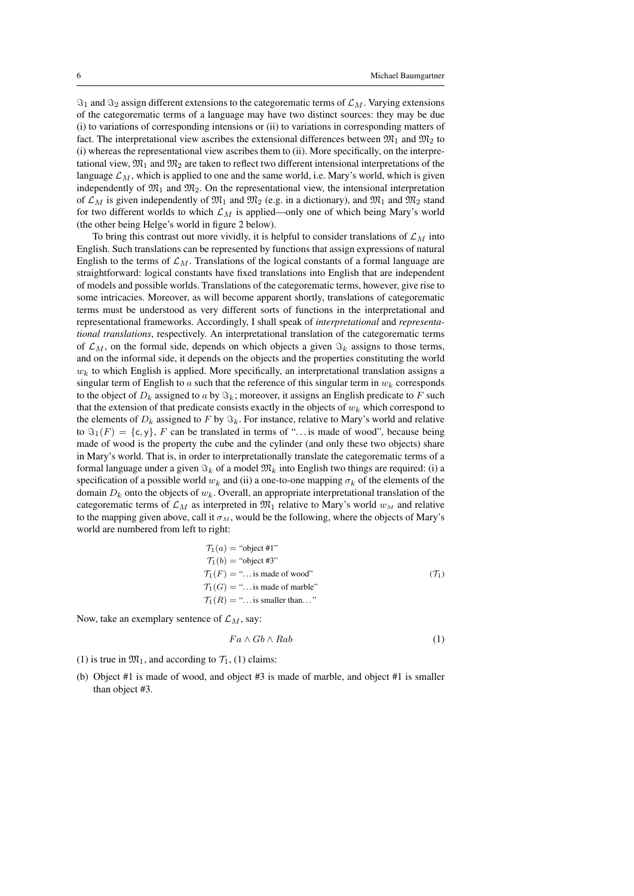$\Im_1$ and $\Im_2$ assign different extensions to the categorematic terms of $\mathcal{L}_M$. Varying extensions of the categorematic terms of a language may have two distinct sources: they may be due (i) to variations of corresponding intensions or (ii) to variations in corresponding matters of fact. The interpretational view ascribes the extensional differences between $\mathfrak{M}_1$ and $\mathfrak{M}_2$ to (i) whereas the representational view ascribes them to (ii). More specifically, on the interpretational view, $\mathfrak{M}_1$ and $\mathfrak{M}_2$ are taken to reflect two different intensional interpretations of the language $\mathcal{L}_M$, which is applied to one and the same world, i.e. Mary's world, which is given independently of $\mathfrak{M}_1$ and $\mathfrak{M}_2$. On the representational view, the intensional interpretation of $\mathcal{L}_M$ is given independently of $\mathfrak{M}_1$ and $\mathfrak{M}_2$ (e.g. in a dictionary), and $\mathfrak{M}_1$ and $\mathfrak{M}_2$ stand for two different worlds to which $\mathcal{L}_M$ is applied—only one of which being Mary's world (the other being Helge's world in figure 2 below).

To bring this contrast out more vividly, it is helpful to consider translations of $\mathcal{L}_M$ into English. Such translations can be represented by functions that assign expressions of natural English to the terms of $\mathcal{L}_M$. Translations of the logical constants of a formal language are straightforward: logical constants have fixed translations into English that are independent of models and possible worlds. Translations of the categorematic terms, however, give rise to some intricacies. Moreover, as will become apparent shortly, translations of categorematic terms must be understood as very different sorts of functions in the interpretational and representational frameworks. Accordingly, I shall speak of *interpretational* and *representational translations*, respectively. An interpretational translation of the categorematic terms of $\mathcal{L}_M$, on the formal side, depends on which objects a given $\Im_k$ assigns to those terms, and on the informal side, it depends on the objects and the properties constituting the world $w_k$ to which English is applied. More specifically, an interpretational translation assigns a singular term of English to $a$ such that the reference of this singular term in $w_k$ corresponds to the object of $D_k$ assigned to $a$ by $\Im_k$; moreover, it assigns an English predicate to $F$ such that the extension of that predicate consists exactly in the objects of $w_k$ which correspond to the elements of $D_k$ assigned to $F$ by $\Im_k$. For instance, relative to Mary's world and relative to $\Im_1(F) = \{\mathsf{c}, \mathsf{y}\}$, $F$ can be translated in terms of "…is made of wood", because being made of wood is the property the cube and the cylinder (and only these two objects) share in Mary's world. That is, in order to interpretationally translate the categorematic terms of a formal language under a given $\Im_k$ of a model $\mathfrak{M}_k$ into English two things are required: (i) a specification of a possible world $w_k$ and (ii) a one-to-one mapping $\sigma_k$ of the elements of the domain $D_k$ onto the objects of $w_k$. Overall, an appropriate interpretational translation of the categorematic terms of $\mathcal{L}_M$ as interpreted in $\mathfrak{M}_1$ relative to Mary's world $w_M$ and relative to the mapping given above, call it $\sigma_M$, would be the following, where the objects of Mary's world are numbered from left to right:

$$\begin{aligned}
\mathcal{T}_1(a) &= \text{"object \#1"} \\
\mathcal{T}_1(b) &= \text{"object \#3"} \\
\mathcal{T}_1(F) &= \text{"…is made of wood"} \\
\mathcal{T}_1(G) &= \text{"…is made of marble"} \\
\mathcal{T}_1(R) &= \text{"…is smaller than…"}
\end{aligned} \tag{$\mathcal{T}_1$}$$

Now, take an exemplary sentence of $\mathcal{L}_M$, say:

$$Fa \wedge Gb \wedge Rab \tag{1}$$

(1) is true in $\mathfrak{M}_1$, and according to $\mathcal{T}_1$, (1) claims:

(b) Object #1 is made of wood, and object #3 is made of marble, and object #1 is smaller than object #3.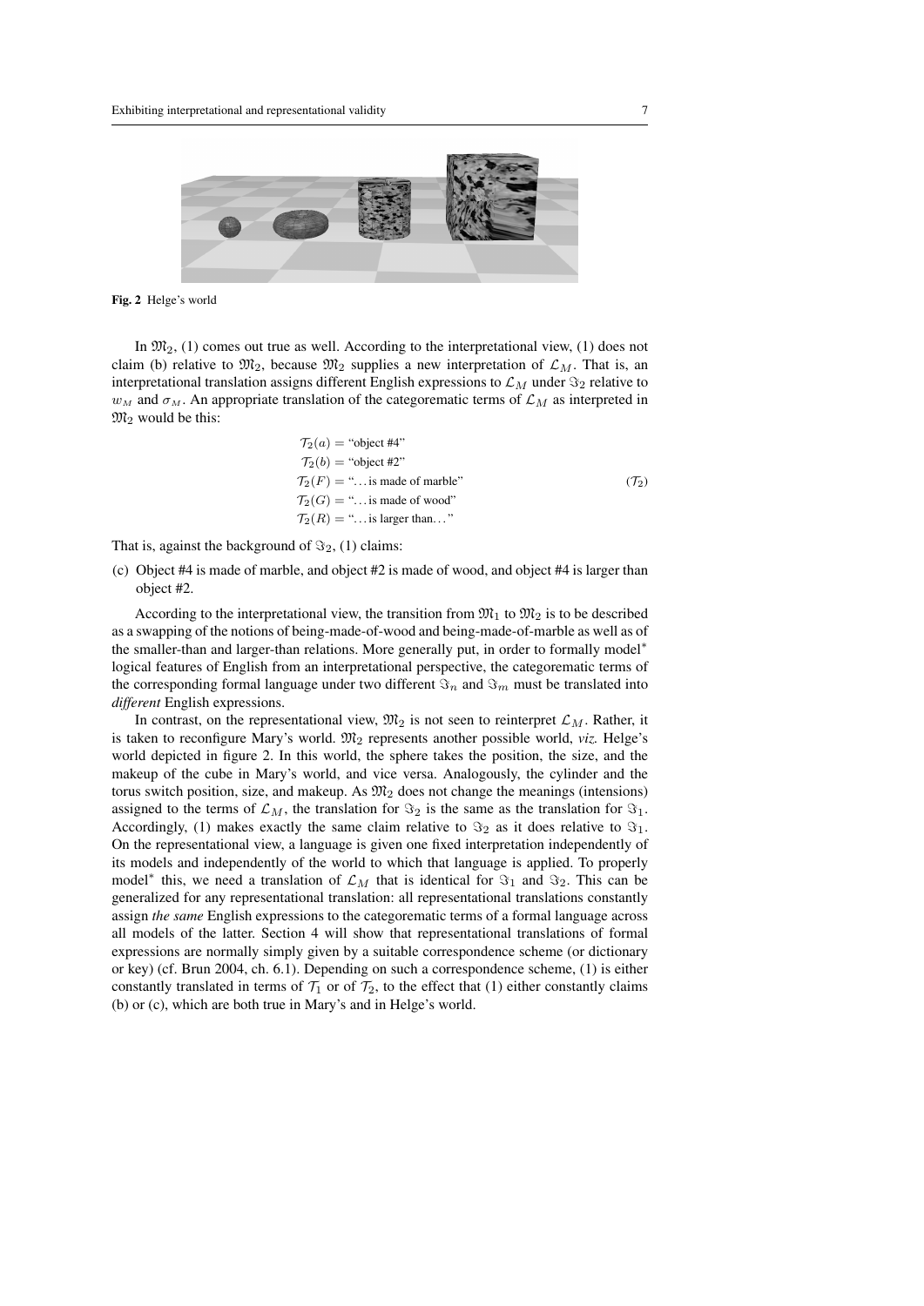Fig. 2 Helge's world

In $\mathfrak{M}_2$, (1) comes out true as well. According to the interpretational view, (1) does not claim (b) relative to $\mathfrak{M}_2$, because $\mathfrak{M}_2$ supplies a new interpretation of $\mathcal{L}_M$. That is, an interpretational translation assigns different English expressions to $\mathcal{L}_M$ under $\Im_2$ relative to $w_M$ and $\sigma_M$. An appropriate translation of the categorematic terms of $\mathcal{L}_M$ as interpreted in $\mathfrak{M}_2$ would be this:

$$
\begin{aligned}
\mathcal{T}_2(a) &= \text{“object \#4”} \\
\mathcal{T}_2(b) &= \text{“object \#2”} \\
\mathcal{T}_2(F) &= \text{“\ldots is made of marble”} \\
\mathcal{T}_2(G) &= \text{“\ldots is made of wood”} \\
\mathcal{T}_2(R) &= \text{“\ldots is larger than\ldots”}
\end{aligned}
\qquad (\mathcal{T}_2)
$$

That is, against the background of $\Im_2$, (1) claims:

(c) Object #4 is made of marble, and object #2 is made of wood, and object #4 is larger than object #2.

According to the interpretational view, the transition from $\mathfrak{M}_1$ to $\mathfrak{M}_2$ is to be described as a swapping of the notions of being-made-of-wood and being-made-of-marble as well as of the smaller-than and larger-than relations. More generally put, in order to formally model* logical features of English from an interpretational perspective, the categorematic terms of the corresponding formal language under two different $\Im_n$ and $\Im_m$ must be translated into *different* English expressions.

In contrast, on the representational view, $\mathfrak{M}_2$ is not seen to reinterpret $\mathcal{L}_M$. Rather, it is taken to reconfigure Mary's world. $\mathfrak{M}_2$ represents another possible world, *viz.* Helge's world depicted in figure 2. In this world, the sphere takes the position, the size, and the makeup of the cube in Mary's world, and vice versa. Analogously, the cylinder and the torus switch position, size, and makeup. As $\mathfrak{M}_2$ does not change the meanings (intensions) assigned to the terms of $\mathcal{L}_M$, the translation for $\Im_2$ is the same as the translation for $\Im_1$. Accordingly, (1) makes exactly the same claim relative to $\Im_2$ as it does relative to $\Im_1$. On the representational view, a language is given one fixed interpretation independently of its models and independently of the world to which that language is applied. To properly model* this, we need a translation of $\mathcal{L}_M$ that is identical for $\Im_1$ and $\Im_2$. This can be generalized for any representational translation: all representational translations constantly assign *the same* English expressions to the categorematic terms of a formal language across all models of the latter. Section 4 will show that representational translations of formal expressions are normally simply given by a suitable correspondence scheme (or dictionary or key) (cf. Brun 2004, ch. 6.1). Depending on such a correspondence scheme, (1) is either constantly translated in terms of $\mathcal{T}_1$ or of $\mathcal{T}_2$, to the effect that (1) either constantly claims (b) or (c), which are both true in Mary's and in Helge's world.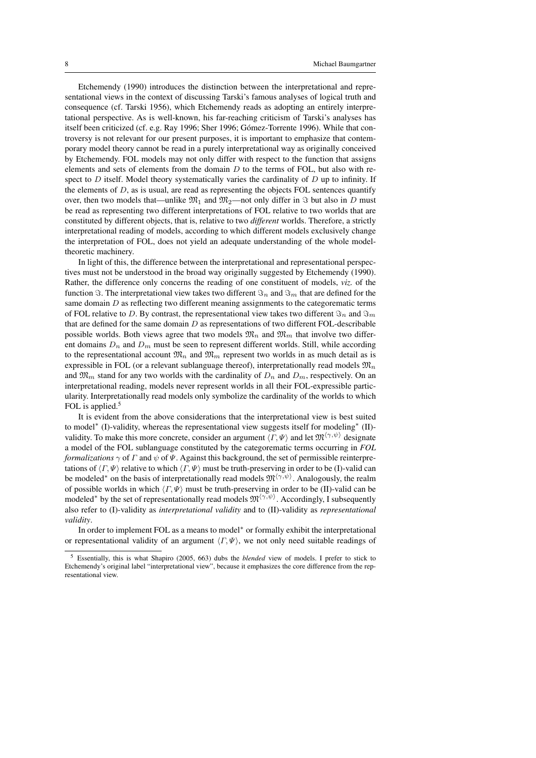Etchemendy (1990) introduces the distinction between the interpretational and representational views in the context of discussing Tarski's famous analyses of logical truth and consequence (cf. Tarski 1956), which Etchemendy reads as adopting an entirely interpretational perspective. As is well-known, his far-reaching criticism of Tarski's analyses has itself been criticized (cf. e.g. Ray 1996; Sher 1996; Gómez-Torrente 1996). While that controversy is not relevant for our present purposes, it is important to emphasize that contemporary model theory cannot be read in a purely interpretational way as originally conceived by Etchemendy. FOL models may not only differ with respect to the function that assigns elements and sets of elements from the domain $D$ to the terms of FOL, but also with respect to $D$ itself. Model theory systematically varies the cardinality of $D$ up to infinity. If the elements of $D$, as is usual, are read as representing the objects FOL sentences quantify over, then two models that—unlike $\mathfrak{M}_1$ and $\mathfrak{M}_2$—not only differ in $\Im$ but also in $D$ must be read as representing two different interpretations of FOL relative to two worlds that are constituted by different objects, that is, relative to two *different* worlds. Therefore, a strictly interpretational reading of models, according to which different models exclusively change the interpretation of FOL, does not yield an adequate understanding of the whole model-theoretic machinery.

In light of this, the difference between the interpretational and representational perspectives must not be understood in the broad way originally suggested by Etchemendy (1990). Rather, the difference only concerns the reading of one constituent of models, *viz.* of the function $\Im$. The interpretational view takes two different $\Im_n$ and $\Im_m$ that are defined for the same domain $D$ as reflecting two different meaning assignments to the categorematic terms of FOL relative to $D$. By contrast, the representational view takes two different $\Im_n$ and $\Im_m$ that are defined for the same domain $D$ as representations of two different FOL-describable possible worlds. Both views agree that two models $\mathfrak{M}_n$ and $\mathfrak{M}_m$ that involve two different domains $D_n$ and $D_m$ must be seen to represent different worlds. Still, while according to the representational account $\mathfrak{M}_n$ and $\mathfrak{M}_m$ represent two worlds in as much detail as is expressible in FOL (or a relevant sublanguage thereof), interpretationally read models $\mathfrak{M}_n$ and $\mathfrak{M}_m$ stand for any two worlds with the cardinality of $D_n$ and $D_m$, respectively. On an interpretational reading, models never represent worlds in all their FOL-expressible particularity. Interpretationally read models only symbolize the cardinality of the worlds to which FOL is applied.[5]

It is evident from the above considerations that the interpretational view is best suited to model* (I)-validity, whereas the representational view suggests itself for modeling* (II)-validity. To make this more concrete, consider an argument $\langle \Gamma, \Psi \rangle$ and let $\mathfrak{M}^{\langle \gamma, \psi \rangle}$ designate a model of the FOL sublanguage constituted by the categorematic terms occurring in *FOL formalizations* $\gamma$ of $\Gamma$ and $\psi$ of $\Psi$. Against this background, the set of permissible reinterpretations of $\langle \Gamma, \Psi \rangle$ relative to which $\langle \Gamma, \Psi \rangle$ must be truth-preserving in order to be (I)-valid can be modeled* on the basis of interpretationally read models $\mathfrak{M}^{\langle \gamma, \psi \rangle}$. Analogously, the realm of possible worlds in which $\langle \Gamma, \Psi \rangle$ must be truth-preserving in order to be (II)-valid can be modeled* by the set of representationally read models $\mathfrak{M}^{\langle \gamma, \psi \rangle}$. Accordingly, I subsequently also refer to (I)-validity as *interpretational validity* and to (II)-validity as *representational validity*.

In order to implement FOL as a means to model* or formally exhibit the interpretational or representational validity of an argument $\langle \Gamma, \Psi \rangle$, we not only need suitable readings of

[5] Essentially, this is what Shapiro (2005, 663) dubs the *blended* view of models. I prefer to stick to Etchemendy's original label "interpretational view", because it emphasizes the core difference from the representational view.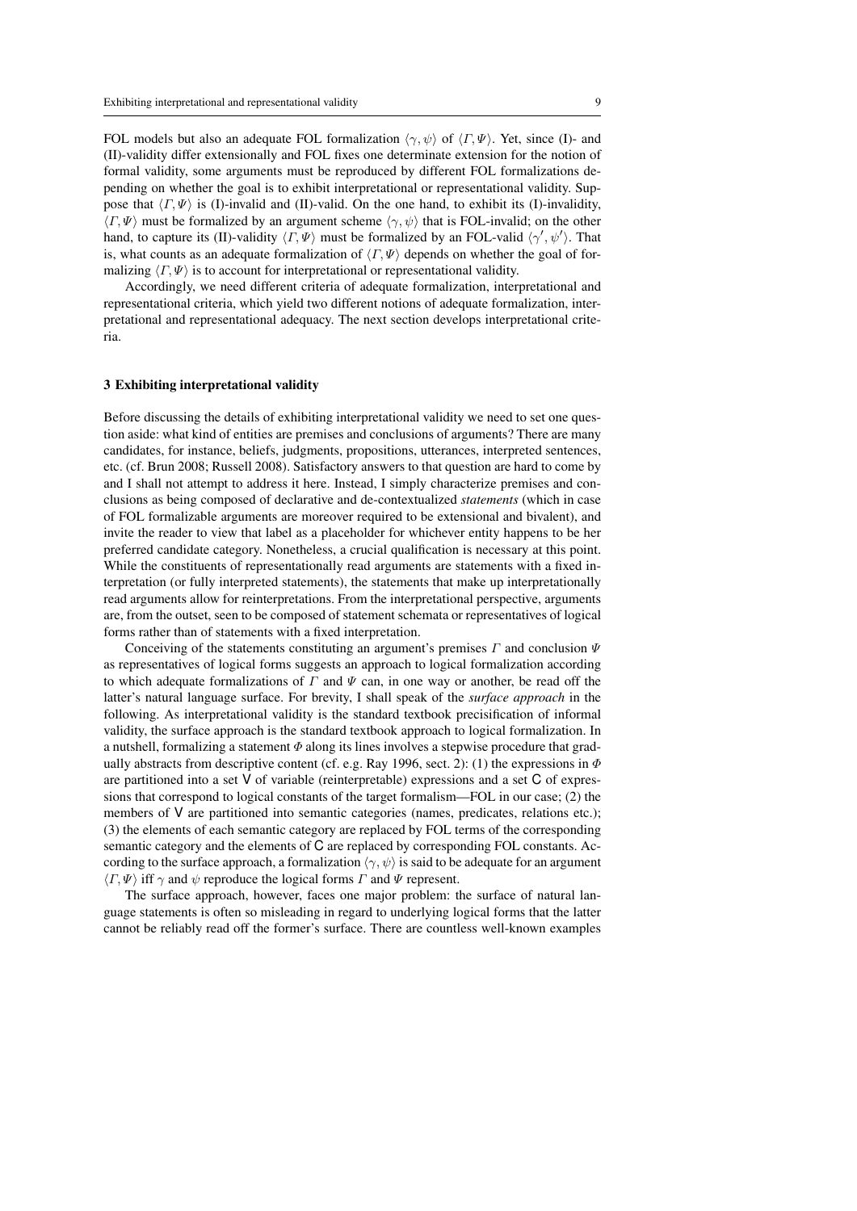FOL models but also an adequate FOL formalization $\langle \gamma, \psi \rangle$ of $\langle \Gamma, \Psi \rangle$. Yet, since (I)- and (II)-validity differ extensionally and FOL fixes one determinate extension for the notion of formal validity, some arguments must be reproduced by different FOL formalizations depending on whether the goal is to exhibit interpretational or representational validity. Suppose that $\langle \Gamma, \Psi \rangle$ is (I)-invalid and (II)-valid. On the one hand, to exhibit its (I)-invalidity, $\langle \Gamma, \Psi \rangle$ must be formalized by an argument scheme $\langle \gamma, \psi \rangle$ that is FOL-invalid; on the other hand, to capture its (II)-validity $\langle \Gamma, \Psi \rangle$ must be formalized by an FOL-valid $\langle \gamma', \psi' \rangle$. That is, what counts as an adequate formalization of $\langle \Gamma, \Psi \rangle$ depends on whether the goal of formalizing $\langle \Gamma, \Psi \rangle$ is to account for interpretational or representational validity.

Accordingly, we need different criteria of adequate formalization, interpretational and representational criteria, which yield two different notions of adequate formalization, interpretational and representational adequacy. The next section develops interpretational criteria.

## 3 Exhibiting interpretational validity

Before discussing the details of exhibiting interpretational validity we need to set one question aside: what kind of entities are premises and conclusions of arguments? There are many candidates, for instance, beliefs, judgments, propositions, utterances, interpreted sentences, etc. (cf. Brun 2008; Russell 2008). Satisfactory answers to that question are hard to come by and I shall not attempt to address it here. Instead, I simply characterize premises and conclusions as being composed of declarative and de-contextualized *statements* (which in case of FOL formalizable arguments are moreover required to be extensional and bivalent), and invite the reader to view that label as a placeholder for whichever entity happens to be her preferred candidate category. Nonetheless, a crucial qualification is necessary at this point. While the constituents of representationally read arguments are statements with a fixed interpretation (or fully interpreted statements), the statements that make up interpretationally read arguments allow for reinterpretations. From the interpretational perspective, arguments are, from the outset, seen to be composed of statement schemata or representatives of logical forms rather than of statements with a fixed interpretation.

Conceiving of the statements constituting an argument's premises $\Gamma$ and conclusion $\Psi$ as representatives of logical forms suggests an approach to logical formalization according to which adequate formalizations of $\Gamma$ and $\Psi$ can, in one way or another, be read off the latter's natural language surface. For brevity, I shall speak of the *surface approach* in the following. As interpretational validity is the standard textbook precisification of informal validity, the surface approach is the standard textbook approach to logical formalization. In a nutshell, formalizing a statement $\Phi$ along its lines involves a stepwise procedure that gradually abstracts from descriptive content (cf. e.g. Ray 1996, sect. 2): (1) the expressions in $\Phi$ are partitioned into a set $\mathsf{V}$ of variable (reinterpretable) expressions and a set $\mathsf{C}$ of expressions that correspond to logical constants of the target formalism—FOL in our case; (2) the members of $\mathsf{V}$ are partitioned into semantic categories (names, predicates, relations etc.); (3) the elements of each semantic category are replaced by FOL terms of the corresponding semantic category and the elements of $\mathsf{C}$ are replaced by corresponding FOL constants. According to the surface approach, a formalization $\langle \gamma, \psi \rangle$ is said to be adequate for an argument $\langle \Gamma, \Psi \rangle$ iff $\gamma$ and $\psi$ reproduce the logical forms $\Gamma$ and $\Psi$ represent.

The surface approach, however, faces one major problem: the surface of natural language statements is often so misleading in regard to underlying logical forms that the latter cannot be reliably read off the former's surface. There are countless well-known examples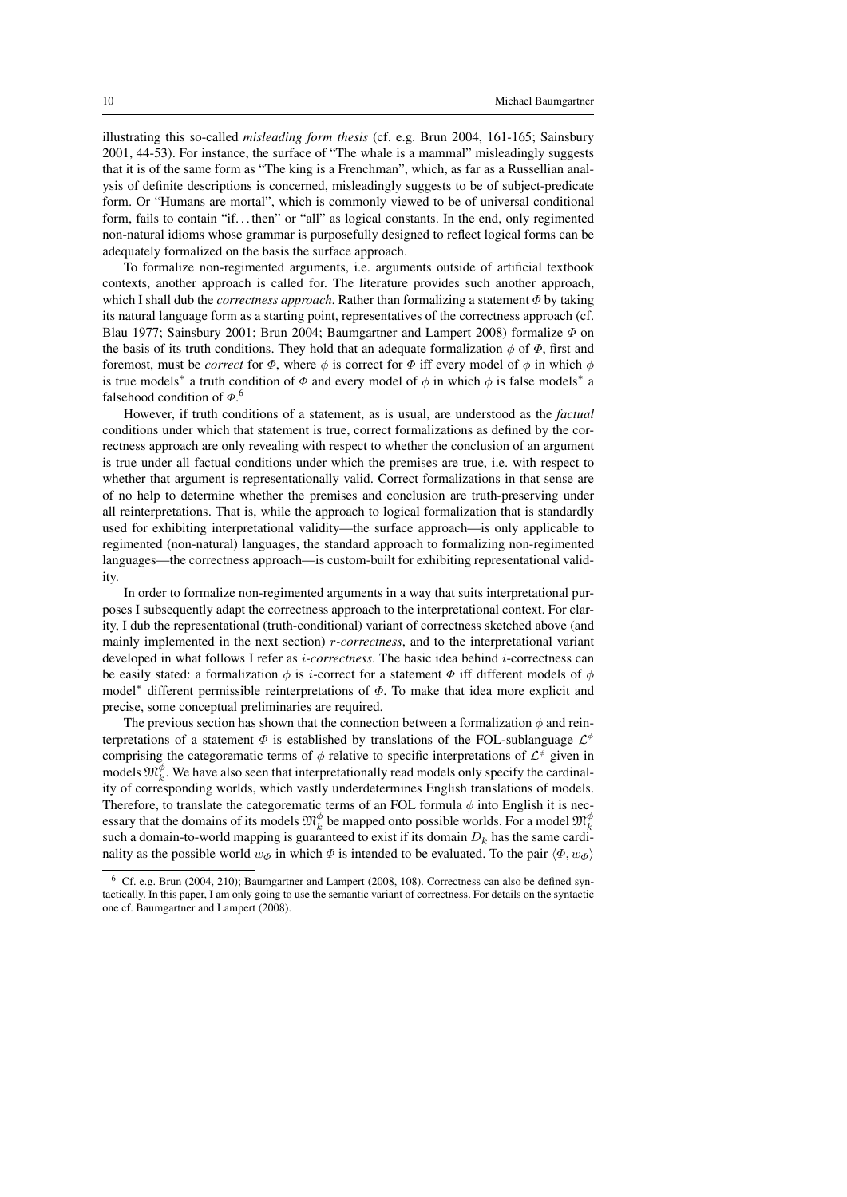illustrating this so-called *misleading form thesis* (cf. e.g. Brun 2004, 161-165; Sainsbury 2001, 44-53). For instance, the surface of "The whale is a mammal" misleadingly suggests that it is of the same form as "The king is a Frenchman", which, as far as a Russellian analysis of definite descriptions is concerned, misleadingly suggests to be of subject-predicate form. Or "Humans are mortal", which is commonly viewed to be of universal conditional form, fails to contain "if. . . then" or "all" as logical constants. In the end, only regimented non-natural idioms whose grammar is purposefully designed to reflect logical forms can be adequately formalized on the basis the surface approach.

To formalize non-regimented arguments, i.e. arguments outside of artificial textbook contexts, another approach is called for. The literature provides such another approach, which I shall dub the *correctness approach*. Rather than formalizing a statement $\Phi$ by taking its natural language form as a starting point, representatives of the correctness approach (cf. Blau 1977; Sainsbury 2001; Brun 2004; Baumgartner and Lampert 2008) formalize $\Phi$ on the basis of its truth conditions. They hold that an adequate formalization $\phi$ of $\Phi$, first and foremost, must be *correct* for $\Phi$, where $\phi$ is correct for $\Phi$ iff every model of $\phi$ in which $\phi$ is true models* a truth condition of $\Phi$ and every model of $\phi$ in which $\phi$ is false models* a falsehood condition of $\Phi$.[6]

However, if truth conditions of a statement, as is usual, are understood as the *factual* conditions under which that statement is true, correct formalizations as defined by the correctness approach are only revealing with respect to whether the conclusion of an argument is true under all factual conditions under which the premises are true, i.e. with respect to whether that argument is representationally valid. Correct formalizations in that sense are of no help to determine whether the premises and conclusion are truth-preserving under all reinterpretations. That is, while the approach to logical formalization that is standardly used for exhibiting interpretational validity—the surface approach—is only applicable to regimented (non-natural) languages, the standard approach to formalizing non-regimented languages—the correctness approach—is custom-built for exhibiting representational validity.

In order to formalize non-regimented arguments in a way that suits interpretational purposes I subsequently adapt the correctness approach to the interpretational context. For clarity, I dub the representational (truth-conditional) variant of correctness sketched above (and mainly implemented in the next section) $r$-*correctness*, and to the interpretational variant developed in what follows I refer as $i$-*correctness*. The basic idea behind $i$-correctness can be easily stated: a formalization $\phi$ is $i$-correct for a statement $\Phi$ iff different models of $\phi$ model* different permissible reinterpretations of $\Phi$. To make that idea more explicit and precise, some conceptual preliminaries are required.

The previous section has shown that the connection between a formalization $\phi$ and reinterpretations of a statement $\Phi$ is established by translations of the FOL-sublanguage $\mathcal{L}^{\phi}$ comprising the categorematic terms of $\phi$ relative to specific interpretations of $\mathcal{L}^{\phi}$ given in models $\mathfrak{M}^{\phi}_{k}$. We have also seen that interpretationally read models only specify the cardinality of corresponding worlds, which vastly underdetermines English translations of models. Therefore, to translate the categorematic terms of an FOL formula $\phi$ into English it is necessary that the domains of its models $\mathfrak{M}^{\phi}_{k}$ be mapped onto possible worlds. For a model $\mathfrak{M}^{\phi}_{k}$ such a domain-to-world mapping is guaranteed to exist if its domain $D_k$ has the same cardinality as the possible world $w_{\Phi}$ in which $\Phi$ is intended to be evaluated. To the pair $\langle \Phi, w_{\Phi} \rangle$

[6] Cf. e.g. Brun (2004, 210); Baumgartner and Lampert (2008, 108). Correctness can also be defined syntactically. In this paper, I am only going to use the semantic variant of correctness. For details on the syntactic one cf. Baumgartner and Lampert (2008).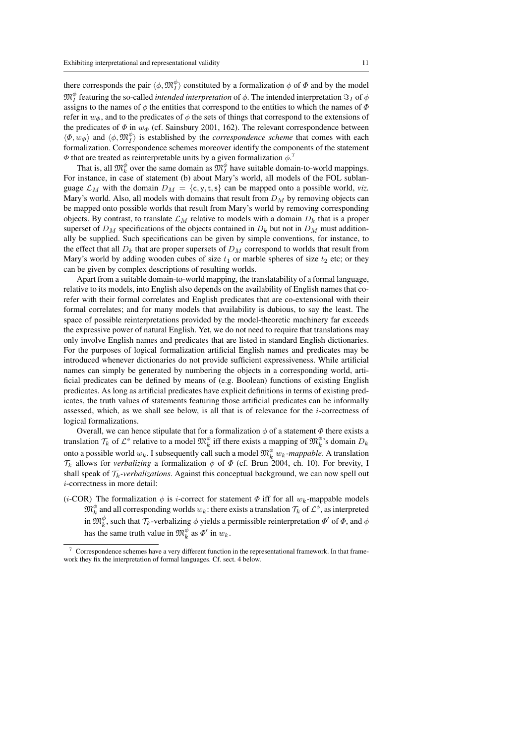there corresponds the pair $\langle \phi, \mathfrak{M}_I^\phi \rangle$ constituted by a formalization $\phi$ of $\Phi$ and by the model $\mathfrak{M}_I^\phi$ featuring the so-called *intended interpretation* of $\phi$. The intended interpretation $\Im_I$ of $\phi$ assigns to the names of $\phi$ the entities that correspond to the entities to which the names of $\Phi$ refer in $w_\Phi$, and to the predicates of $\phi$ the sets of things that correspond to the extensions of the predicates of $\Phi$ in $w_\Phi$ (cf. Sainsbury 2001, 162). The relevant correspondence between $\langle \Phi, w_\Phi \rangle$ and $\langle \phi, \mathfrak{M}_I^\phi \rangle$ is established by the *correspondence scheme* that comes with each formalization. Correspondence schemes moreover identify the components of the statement $\Phi$ that are treated as reinterpretable units by a given formalization $\phi$.[7]

That is, all $\mathfrak{M}_k^\phi$ over the same domain as $\mathfrak{M}_I^\phi$ have suitable domain-to-world mappings. For instance, in case of statement (b) about Mary's world, all models of the FOL sublanguage $\mathcal{L}_M$ with the domain $D_M = \{\mathsf{c}, \mathsf{y}, \mathsf{t}, \mathsf{s}\}$ can be mapped onto a possible world, *viz.* Mary's world. Also, all models with domains that result from $D_M$ by removing objects can be mapped onto possible worlds that result from Mary's world by removing corresponding objects. By contrast, to translate $\mathcal{L}_M$ relative to models with a domain $D_k$ that is a proper superset of $D_M$ specifications of the objects contained in $D_k$ but not in $D_M$ must additionally be supplied. Such specifications can be given by simple conventions, for instance, to the effect that all $D_k$ that are proper supersets of $D_M$ correspond to worlds that result from Mary's world by adding wooden cubes of size $t_1$ or marble spheres of size $t_2$ etc; or they can be given by complex descriptions of resulting worlds.

Apart from a suitable domain-to-world mapping, the translatability of a formal language, relative to its models, into English also depends on the availability of English names that corefer with their formal correlates and English predicates that are co-extensional with their formal correlates; and for many models that availability is dubious, to say the least. The space of possible reinterpretations provided by the model-theoretic machinery far exceeds the expressive power of natural English. Yet, we do not need to require that translations may only involve English names and predicates that are listed in standard English dictionaries. For the purposes of logical formalization artificial English names and predicates may be introduced whenever dictionaries do not provide sufficient expressiveness. While artificial names can simply be generated by numbering the objects in a corresponding world, artificial predicates can be defined by means of (e.g. Boolean) functions of existing English predicates. As long as artificial predicates have explicit definitions in terms of existing predicates, the truth values of statements featuring those artificial predicates can be informally assessed, which, as we shall see below, is all that is of relevance for the $i$-correctness of logical formalizations.

Overall, we can hence stipulate that for a formalization $\phi$ of a statement $\Phi$ there exists a translation $\mathcal{T}_k$ of $\mathcal{L}^\phi$ relative to a model $\mathfrak{M}_k^\phi$ iff there exists a mapping of $\mathfrak{M}_k^\phi$'s domain $D_k$ onto a possible world $w_k$. I subsequently call such a model $\mathfrak{M}_k^\phi$ *$w_k$-mappable*. A translation $\mathcal{T}_k$ allows for *verbalizing* a formalization $\phi$ of $\Phi$ (cf. Brun 2004, ch. 10). For brevity, I shall speak of *$\mathcal{T}_k$-verbalizations*. Against this conceptual background, we can now spell out $i$-correctness in more detail:

($i$-COR) The formalization $\phi$ is $i$-correct for statement $\Phi$ iff for all $w_k$-mappable models $\mathfrak{M}_k^\phi$ and all corresponding worlds $w_k$: there exists a translation $\mathcal{T}_k$ of $\mathcal{L}^\phi$, as interpreted in $\mathfrak{M}_k^\phi$, such that $\mathcal{T}_k$-verbalizing $\phi$ yields a permissible reinterpretation $\Phi'$ of $\Phi$, and $\phi$ has the same truth value in $\mathfrak{M}_k^\phi$ as $\Phi'$ in $w_k$.

[7] Correspondence schemes have a very different function in the representational framework. In that framework they fix the interpretation of formal languages. Cf. sect. 4 below.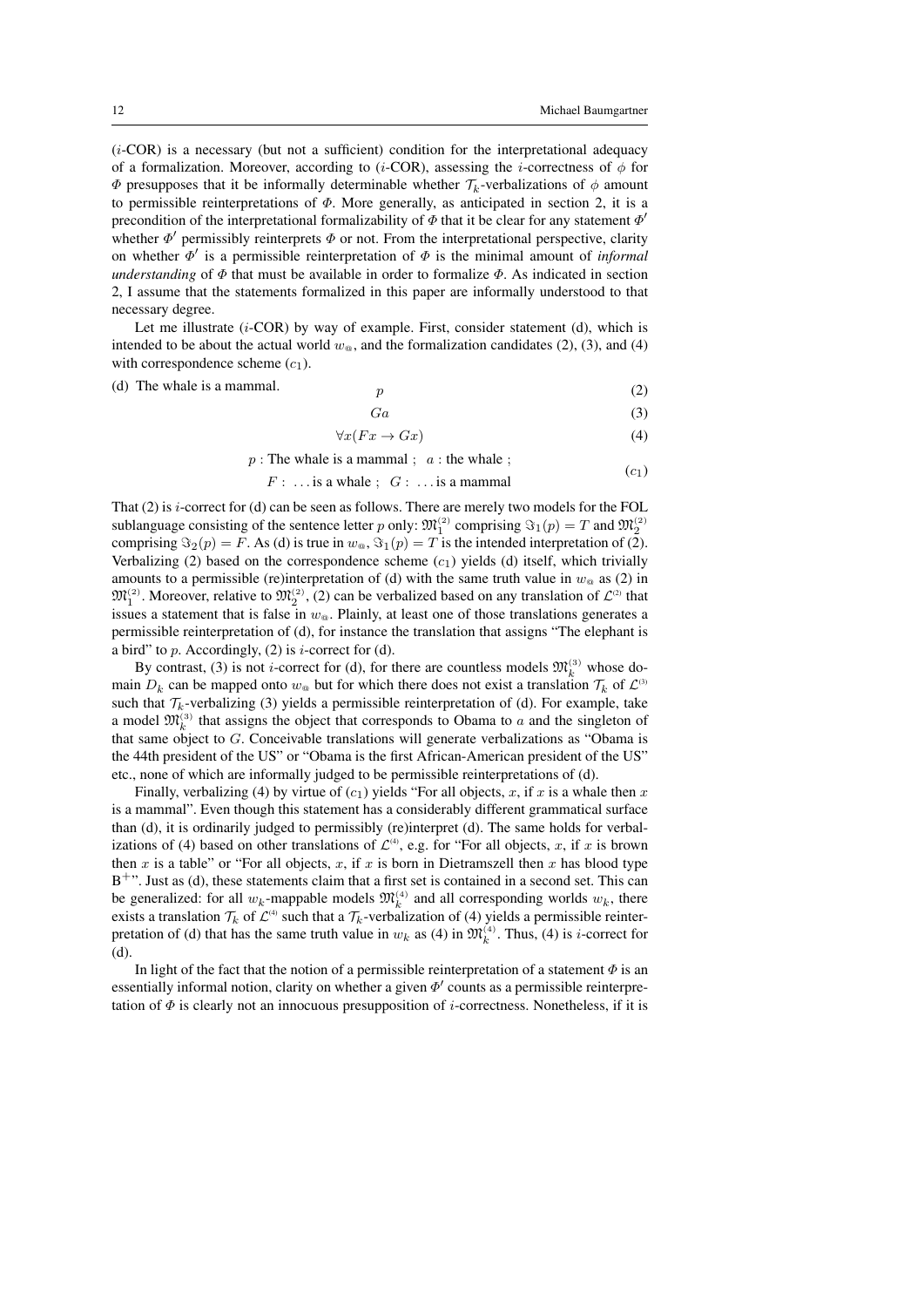($i$-COR) is a necessary (but not a sufficient) condition for the interpretational adequacy of a formalization. Moreover, according to ($i$-COR), assessing the $i$-correctness of $\phi$ for $\Phi$ presupposes that it be informally determinable whether $\mathcal{T}_k$-verbalizations of $\phi$ amount to permissible reinterpretations of $\Phi$. More generally, as anticipated in section 2, it is a precondition of the interpretational formalizability of $\Phi$ that it be clear for any statement $\Phi'$ whether $\Phi'$ permissibly reinterprets $\Phi$ or not. From the interpretational perspective, clarity on whether $\Phi'$ is a permissible reinterpretation of $\Phi$ is the minimal amount of *informal understanding* of $\Phi$ that must be available in order to formalize $\Phi$. As indicated in section 2, I assume that the statements formalized in this paper are informally understood to that necessary degree.

Let me illustrate ($i$-COR) by way of example. First, consider statement (d), which is intended to be about the actual world $w_{@}$, and the formalization candidates (2), (3), and (4) with correspondence scheme ($c_1$).

(d) The whale is a mammal.

$$p \tag{2}$$

$$Ga \tag{3}$$

$$\forall x(Fx \rightarrow Gx) \tag{4}$$

$$p: \text{The whale is a mammal} \; ; \; a: \text{the whale} \; ; \; F: \ldots \text{is a whale} \; ; \; G: \ldots \text{is a mammal} \tag{$c_1$}$$

That (2) is $i$-correct for (d) can be seen as follows. There are merely two models for the FOL sublanguage consisting of the sentence letter $p$ only: $\mathfrak{M}_1^{(2)}$ comprising $\Im_1(p) = T$ and $\mathfrak{M}_2^{(2)}$ comprising $\Im_2(p) = F$. As (d) is true in $w_{@}$, $\Im_1(p) = T$ is the intended interpretation of (2). Verbalizing (2) based on the correspondence scheme ($c_1$) yields (d) itself, which trivially amounts to a permissible (re)interpretation of (d) with the same truth value in $w_{@}$ as (2) in $\mathfrak{M}_1^{(2)}$. Moreover, relative to $\mathfrak{M}_2^{(2)}$, (2) can be verbalized based on any translation of $\mathcal{L}^{(2)}$ that issues a statement that is false in $w_{@}$. Plainly, at least one of those translations generates a permissible reinterpretation of (d), for instance the translation that assigns "The elephant is a bird" to $p$. Accordingly, (2) is $i$-correct for (d).

By contrast, (3) is not $i$-correct for (d), for there are countless models $\mathfrak{M}_k^{(3)}$ whose domain $D_k$ can be mapped onto $w_{@}$ but for which there does not exist a translation $\mathcal{T}_k$ of $\mathcal{L}^{(3)}$ such that $\mathcal{T}_k$-verbalizing (3) yields a permissible reinterpretation of (d). For example, take a model $\mathfrak{M}_k^{(3)}$ that assigns the object that corresponds to Obama to $a$ and the singleton of that same object to $G$. Conceivable translations will generate verbalizations as "Obama is the 44th president of the US" or "Obama is the first African-American president of the US" etc., none of which are informally judged to be permissible reinterpretations of (d).

Finally, verbalizing (4) by virtue of ($c_1$) yields "For all objects, $x$, if $x$ is a whale then $x$ is a mammal". Even though this statement has a considerably different grammatical surface than (d), it is ordinarily judged to permissibly (re)interpret (d). The same holds for verbalizations of (4) based on other translations of $\mathcal{L}^{(4)}$, e.g. for "For all objects, $x$, if $x$ is brown then $x$ is a table" or "For all objects, $x$, if $x$ is born in Dietramszell then $x$ has blood type $B^+$". Just as (d), these statements claim that a first set is contained in a second set. This can be generalized: for all $w_k$-mappable models $\mathfrak{M}_k^{(4)}$ and all corresponding worlds $w_k$, there exists a translation $\mathcal{T}_k$ of $\mathcal{L}^{(4)}$ such that a $\mathcal{T}_k$-verbalization of (4) yields a permissible reinterpretation of (d) that has the same truth value in $w_k$ as (4) in $\mathfrak{M}_k^{(4)}$. Thus, (4) is $i$-correct for (d).

In light of the fact that the notion of a permissible reinterpretation of a statement $\Phi$ is an essentially informal notion, clarity on whether a given $\Phi'$ counts as a permissible reinterpretation of $\Phi$ is clearly not an innocuous presupposition of $i$-correctness. Nonetheless, if it is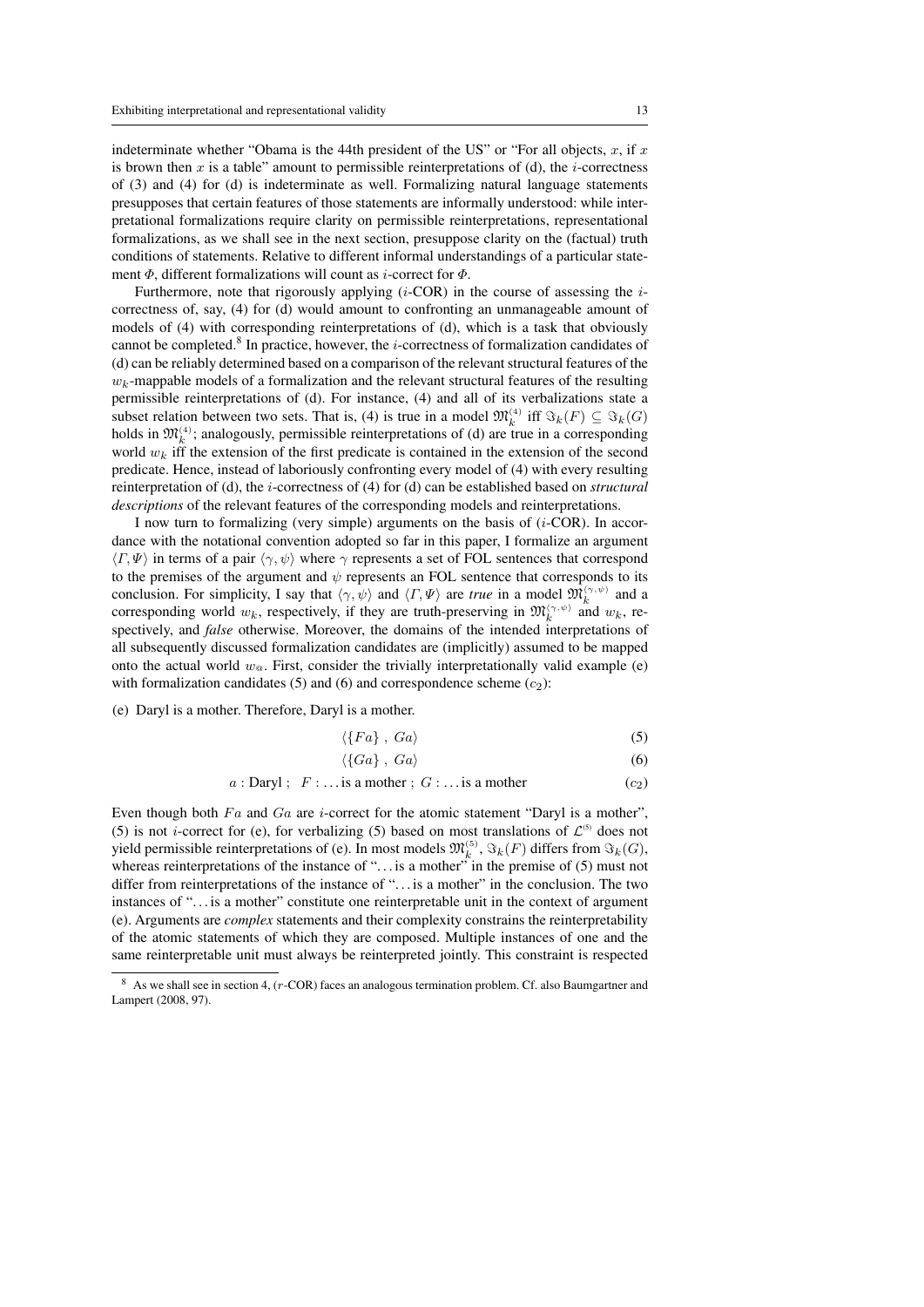indeterminate whether "Obama is the 44th president of the US" or "For all objects, $x$, if $x$ is brown then $x$ is a table" amount to permissible reinterpretations of (d), the $i$-correctness of (3) and (4) for (d) is indeterminate as well. Formalizing natural language statements presupposes that certain features of those statements are informally understood: while interpretational formalizations require clarity on permissible reinterpretations, representational formalizations, as we shall see in the next section, presuppose clarity on the (factual) truth conditions of statements. Relative to different informal understandings of a particular statement $\Phi$, different formalizations will count as $i$-correct for $\Phi$.

Furthermore, note that rigorously applying ($i$-COR) in the course of assessing the $i$-correctness of, say, (4) for (d) would amount to confronting an unmanageable amount of models of (4) with corresponding reinterpretations of (d), which is a task that obviously cannot be completed.[8] In practice, however, the $i$-correctness of formalization candidates of (d) can be reliably determined based on a comparison of the relevant structural features of the $w_k$-mappable models of a formalization and the relevant structural features of the resulting permissible reinterpretations of (d). For instance, (4) and all of its verbalizations state a subset relation between two sets. That is, (4) is true in a model $\mathfrak{M}_k^{(4)}$ iff $\Im_k(F) \subseteq \Im_k(G)$ holds in $\mathfrak{M}_k^{(4)}$; analogously, permissible reinterpretations of (d) are true in a corresponding world $w_k$ iff the extension of the first predicate is contained in the extension of the second predicate. Hence, instead of laboriously confronting every model of (4) with every resulting reinterpretation of (d), the $i$-correctness of (4) for (d) can be established based on *structural descriptions* of the relevant features of the corresponding models and reinterpretations.

I now turn to formalizing (very simple) arguments on the basis of ($i$-COR). In accordance with the notational convention adopted so far in this paper, I formalize an argument $\langle \Gamma, \Psi \rangle$ in terms of a pair $\langle \gamma, \psi \rangle$ where $\gamma$ represents a set of FOL sentences that correspond to the premises of the argument and $\psi$ represents an FOL sentence that corresponds to its conclusion. For simplicity, I say that $\langle \gamma, \psi \rangle$ and $\langle \Gamma, \Psi \rangle$ are *true* in a model $\mathfrak{M}_k^{\langle \gamma, \psi \rangle}$ and a corresponding world $w_k$, respectively, if they are truth-preserving in $\mathfrak{M}_k^{\langle \gamma, \psi \rangle}$ and $w_k$, respectively, and *false* otherwise. Moreover, the domains of the intended interpretations of all subsequently discussed formalization candidates are (implicitly) assumed to be mapped onto the actual world $w_@$. First, consider the trivially interpretationally valid example (e) with formalization candidates (5) and (6) and correspondence scheme ($c_2$):

(e) Daryl is a mother. Therefore, Daryl is a mother.

$$\langle \{Fa\} \ , \ Ga \rangle \tag{5}$$

$$\langle \{Ga\} \ , \ Ga \rangle \tag{6}$$

$$a : \text{Daryl} \ ; \quad F : \ldots \text{is a mother} \ ; \ G : \ldots \text{is a mother} \tag{$c_2$}$$

Even though both $Fa$ and $Ga$ are $i$-correct for the atomic statement "Daryl is a mother", (5) is not $i$-correct for (e), for verbalizing (5) based on most translations of $\mathcal{L}^{(5)}$ does not yield permissible reinterpretations of (e). In most models $\mathfrak{M}_k^{(5)}$, $\Im_k(F)$ differs from $\Im_k(G)$, whereas reinterpretations of the instance of "... is a mother" in the premise of (5) must not differ from reinterpretations of the instance of "... is a mother" in the conclusion. The two instances of "... is a mother" constitute one reinterpretable unit in the context of argument (e). Arguments are *complex* statements and their complexity constrains the reinterpretability of the atomic statements of which they are composed. Multiple instances of one and the same reinterpretable unit must always be reinterpreted jointly. This constraint is respected

[8] As we shall see in section 4, ($r$-COR) faces an analogous termination problem. Cf. also Baumgartner and Lampert (2008, 97).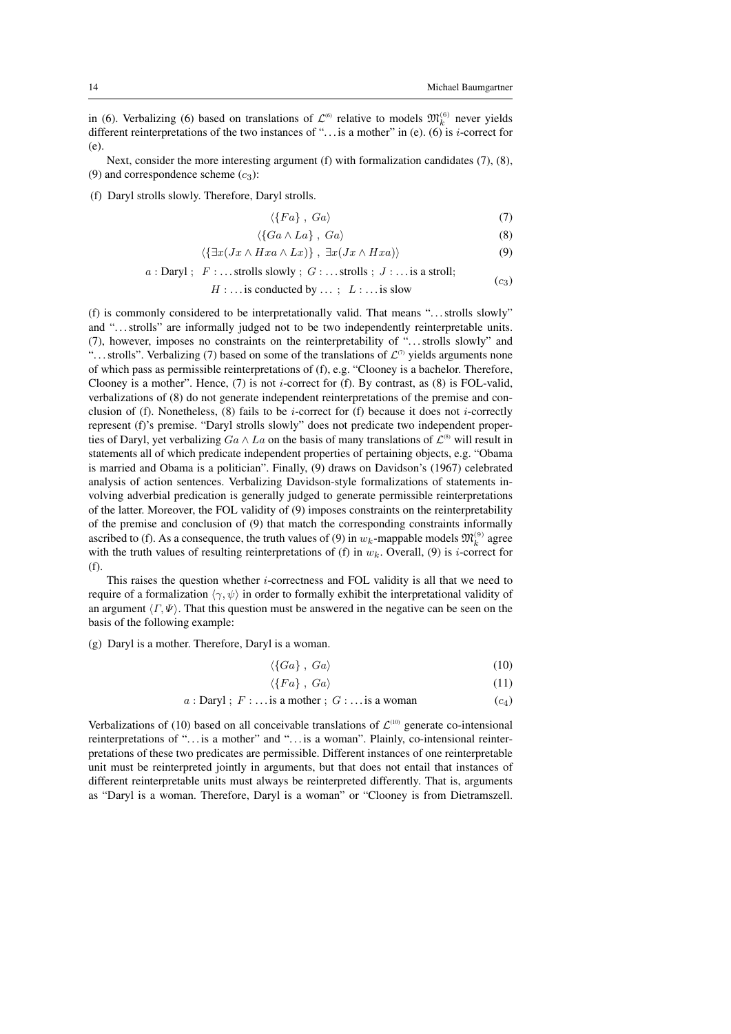in (6). Verbalizing (6) based on translations of $\mathcal{L}^{(6)}$ relative to models $\mathfrak{M}_k^{(6)}$ never yields different reinterpretations of the two instances of "…is a mother" in (e). (6) is $i$-correct for (e).

Next, consider the more interesting argument (f) with formalization candidates (7), (8), (9) and correspondence scheme ($c_3$):

(f) Daryl strolls slowly. Therefore, Daryl strolls.

$$\langle \{Fa\} \, , \, Ga \rangle \tag{7}$$

$$\langle \{Ga \wedge La\} \, , \, Ga \rangle \tag{8}$$

$$\langle \{\exists x(Jx \wedge Hxa \wedge Lx)\} \, , \, \exists x(Jx \wedge Hxa) \rangle \tag{9}$$

$$a : \text{Daryl} \; ; \quad F : \ldots \text{strolls slowly} \; ; \; G : \ldots \text{strolls} \; ; \; J : \ldots \text{is a stroll}; \quad H : \ldots \text{is conducted by} \ldots \; ; \quad L : \ldots \text{is slow} \tag{$c_3$}$$

(f) is commonly considered to be interpretationally valid. That means "…strolls slowly" and "…strolls" are informally judged not to be two independently reinterpretable units. (7), however, imposes no constraints on the reinterpretability of "…strolls slowly" and "…strolls". Verbalizing (7) based on some of the translations of $\mathcal{L}^{(7)}$ yields arguments none of which pass as permissible reinterpretations of (f), e.g. "Clooney is a bachelor. Therefore, Clooney is a mother". Hence, (7) is not $i$-correct for (f). By contrast, as (8) is FOL-valid, verbalizations of (8) do not generate independent reinterpretations of the premise and conclusion of (f). Nonetheless, (8) fails to be $i$-correct for (f) because it does not $i$-correctly represent (f)'s premise. "Daryl strolls slowly" does not predicate two independent properties of Daryl, yet verbalizing $Ga \wedge La$ on the basis of many translations of $\mathcal{L}^{(8)}$ will result in statements all of which predicate independent properties of pertaining objects, e.g. "Obama is married and Obama is a politician". Finally, (9) draws on Davidson's (1967) celebrated analysis of action sentences. Verbalizing Davidson-style formalizations of statements involving adverbial predication is generally judged to generate permissible reinterpretations of the latter. Moreover, the FOL validity of (9) imposes constraints on the reinterpretability of the premise and conclusion of (9) that match the corresponding constraints informally ascribed to (f). As a consequence, the truth values of (9) in $w_k$-mappable models $\mathfrak{M}_k^{(9)}$ agree with the truth values of resulting reinterpretations of (f) in $w_k$. Overall, (9) is $i$-correct for (f).

This raises the question whether $i$-correctness and FOL validity is all that we need to require of a formalization $\langle \gamma, \psi \rangle$ in order to formally exhibit the interpretational validity of an argument $\langle \Gamma, \Psi \rangle$. That this question must be answered in the negative can be seen on the basis of the following example:

(g) Daryl is a mother. Therefore, Daryl is a woman.

$$\langle \{Ga\} \, , \, Ga \rangle \tag{10}$$

$$\langle \{Fa\} \, , \, Ga \rangle \tag{11}$$

$$a : \text{Daryl} \; ; \; F : \ldots \text{is a mother} \; ; \; G : \ldots \text{is a woman} \tag{$c_4$}$$

Verbalizations of (10) based on all conceivable translations of $\mathcal{L}^{(10)}$ generate co-intensional reinterpretations of "…is a mother" and "…is a woman". Plainly, co-intensional reinterpretations of these two predicates are permissible. Different instances of one reinterpretable unit must be reinterpreted jointly in arguments, but that does not entail that instances of different reinterpretable units must always be reinterpreted differently. That is, arguments as "Daryl is a woman. Therefore, Daryl is a woman" or "Clooney is from Dietramszell.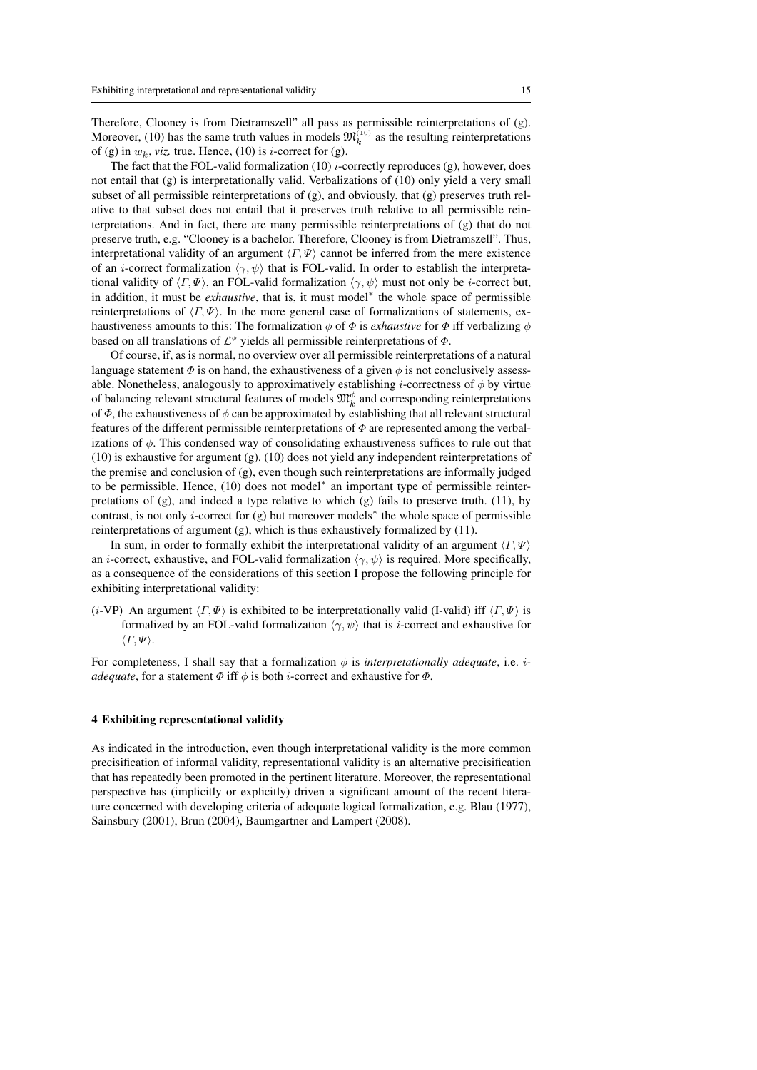Therefore, Clooney is from Dietramszell" all pass as permissible reinterpretations of (g). Moreover, (10) has the same truth values in models $\mathfrak{M}_k^{(10)}$ as the resulting reinterpretations of (g) in $w_k$, *viz.* true. Hence, (10) is $i$-correct for (g).

The fact that the FOL-valid formalization (10) $i$-correctly reproduces (g), however, does not entail that (g) is interpretationally valid. Verbalizations of (10) only yield a very small subset of all permissible reinterpretations of (g), and obviously, that (g) preserves truth relative to that subset does not entail that it preserves truth relative to all permissible reinterpretations. And in fact, there are many permissible reinterpretations of (g) that do not preserve truth, e.g. "Clooney is a bachelor. Therefore, Clooney is from Dietramszell". Thus, interpretational validity of an argument $\langle \Gamma, \Psi \rangle$ cannot be inferred from the mere existence of an $i$-correct formalization $\langle \gamma, \psi \rangle$ that is FOL-valid. In order to establish the interpretational validity of $\langle \Gamma, \Psi \rangle$, an FOL-valid formalization $\langle \gamma, \psi \rangle$ must not only be $i$-correct but, in addition, it must be *exhaustive*, that is, it must model$^*$ the whole space of permissible reinterpretations of $\langle \Gamma, \Psi \rangle$. In the more general case of formalizations of statements, exhaustiveness amounts to this: The formalization $\phi$ of $\Phi$ is *exhaustive* for $\Phi$ iff verbalizing $\phi$ based on all translations of $\mathcal{L}^{\phi}$ yields all permissible reinterpretations of $\Phi$.

Of course, if, as is normal, no overview over all permissible reinterpretations of a natural language statement $\Phi$ is on hand, the exhaustiveness of a given $\phi$ is not conclusively assessable. Nonetheless, analogously to approximatively establishing $i$-correctness of $\phi$ by virtue of balancing relevant structural features of models $\mathfrak{M}_k^{\phi}$ and corresponding reinterpretations of $\Phi$, the exhaustiveness of $\phi$ can be approximated by establishing that all relevant structural features of the different permissible reinterpretations of $\Phi$ are represented among the verbalizations of $\phi$. This condensed way of consolidating exhaustiveness suffices to rule out that (10) is exhaustive for argument (g). (10) does not yield any independent reinterpretations of the premise and conclusion of (g), even though such reinterpretations are informally judged to be permissible. Hence, (10) does not model$^*$ an important type of permissible reinterpretations of (g), and indeed a type relative to which (g) fails to preserve truth. (11), by contrast, is not only $i$-correct for (g) but moreover models$^*$ the whole space of permissible reinterpretations of argument (g), which is thus exhaustively formalized by (11).

In sum, in order to formally exhibit the interpretational validity of an argument $\langle \Gamma, \Psi \rangle$ an $i$-correct, exhaustive, and FOL-valid formalization $\langle \gamma, \psi \rangle$ is required. More specifically, as a consequence of the considerations of this section I propose the following principle for exhibiting interpretational validity:

($i$-VP) An argument $\langle \Gamma, \Psi \rangle$ is exhibited to be interpretationally valid (I-valid) iff $\langle \Gamma, \Psi \rangle$ is formalized by an FOL-valid formalization $\langle \gamma, \psi \rangle$ that is $i$-correct and exhaustive for $\langle \Gamma, \Psi \rangle$.

For completeness, I shall say that a formalization $\phi$ is *interpretationally adequate*, i.e. $i$-*adequate*, for a statement $\Phi$ iff $\phi$ is both $i$-correct and exhaustive for $\Phi$.

## 4 Exhibiting representational validity

As indicated in the introduction, even though interpretational validity is the more common precisification of informal validity, representational validity is an alternative precisification that has repeatedly been promoted in the pertinent literature. Moreover, the representational perspective has (implicitly or explicitly) driven a significant amount of the recent literature concerned with developing criteria of adequate logical formalization, e.g. Blau (1977), Sainsbury (2001), Brun (2004), Baumgartner and Lampert (2008).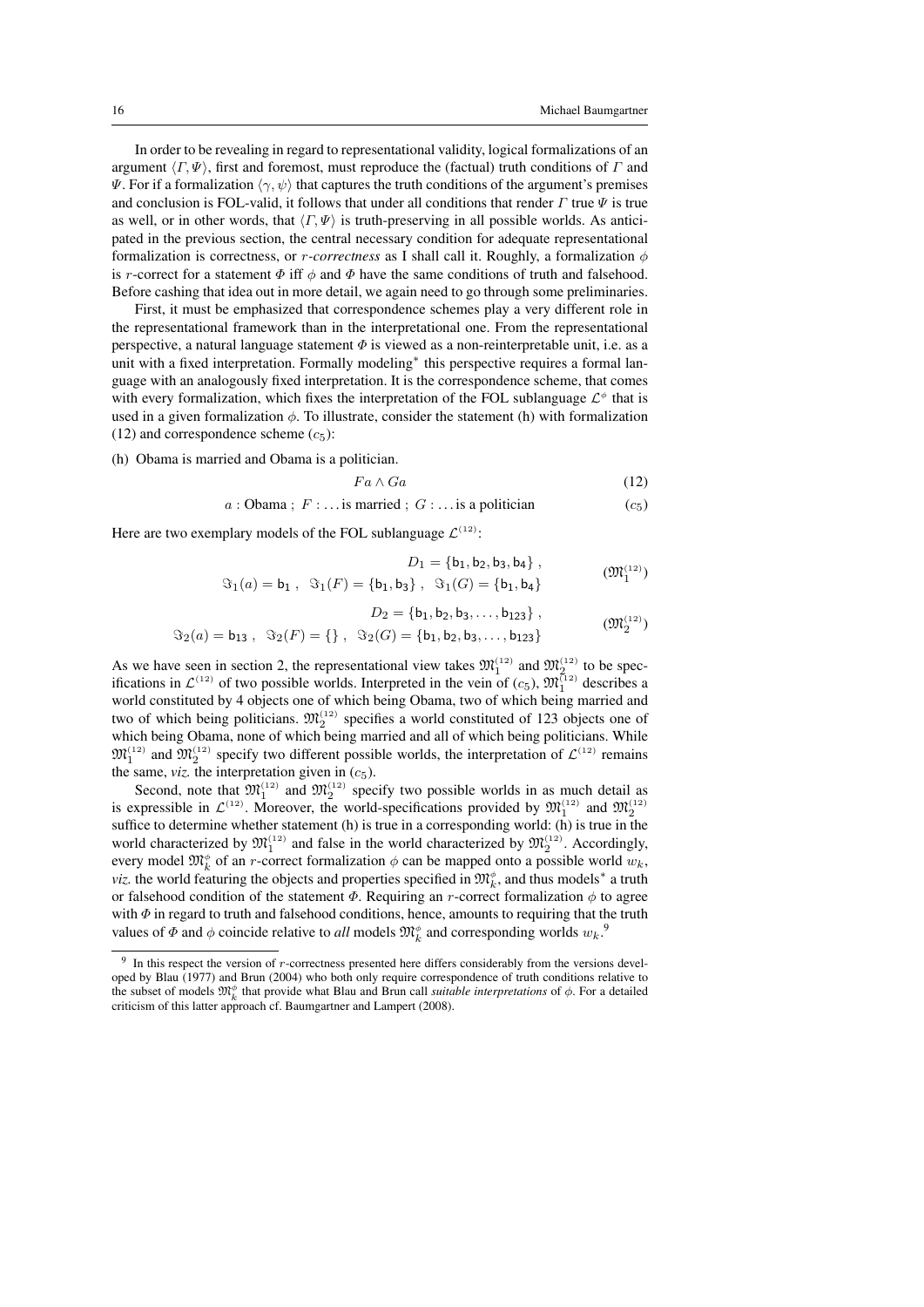In order to be revealing in regard to representational validity, logical formalizations of an argument $\langle \Gamma, \Psi \rangle$, first and foremost, must reproduce the (factual) truth conditions of $\Gamma$ and $\Psi$. For if a formalization $\langle \gamma, \psi \rangle$ that captures the truth conditions of the argument's premises and conclusion is FOL-valid, it follows that under all conditions that render $\Gamma$ true $\Psi$ is true as well, or in other words, that $\langle \Gamma, \Psi \rangle$ is truth-preserving in all possible worlds. As anticipated in the previous section, the central necessary condition for adequate representational formalization is correctness, or *r-correctness* as I shall call it. Roughly, a formalization $\phi$ is $r$-correct for a statement $\Phi$ iff $\phi$ and $\Phi$ have the same conditions of truth and falsehood. Before cashing that idea out in more detail, we again need to go through some preliminaries.

First, it must be emphasized that correspondence schemes play a very different role in the representational framework than in the interpretational one. From the representational perspective, a natural language statement $\Phi$ is viewed as a non-reinterpretable unit, i.e. as a unit with a fixed interpretation. Formally modeling* this perspective requires a formal language with an analogously fixed interpretation. It is the correspondence scheme, that comes with every formalization, which fixes the interpretation of the FOL sublanguage $\mathcal{L}^{\phi}$ that is used in a given formalization $\phi$. To illustrate, consider the statement (h) with formalization (12) and correspondence scheme $(c_5)$:

(h) Obama is married and Obama is a politician.

$$Fa \wedge Ga \tag{12}$$

$$a : \text{Obama} \; ; \; F : \ldots \text{is married} \; ; \; G : \ldots \text{is a politician} \qquad (c_5)$$

Here are two exemplary models of the FOL sublanguage $\mathcal{L}^{(12)}$:

$$D_1 = \{\mathsf{b}_1, \mathsf{b}_2, \mathsf{b}_3, \mathsf{b}_4\}, \quad \Im_1(a) = \mathsf{b}_1, \; \Im_1(F) = \{\mathsf{b}_1, \mathsf{b}_3\}, \; \Im_1(G) = \{\mathsf{b}_1, \mathsf{b}_4\} \qquad (\mathfrak{M}_1^{(12)})$$

$$D_2 = \{\mathsf{b}_1, \mathsf{b}_2, \mathsf{b}_3, \ldots, \mathsf{b}_{123}\}, \quad \Im_2(a) = \mathsf{b}_{13}, \; \Im_2(F) = \{\}, \; \Im_2(G) = \{\mathsf{b}_1, \mathsf{b}_2, \mathsf{b}_3, \ldots, \mathsf{b}_{123}\} \qquad (\mathfrak{M}_2^{(12)})$$

As we have seen in section 2, the representational view takes $\mathfrak{M}_1^{(12)}$ and $\mathfrak{M}_2^{(12)}$ to be specifications in $\mathcal{L}^{(12)}$ of two possible worlds. Interpreted in the vein of $(c_5)$, $\mathfrak{M}_1^{(12)}$ describes a world constituted by 4 objects one of which being Obama, two of which being married and two of which being politicians. $\mathfrak{M}_2^{(12)}$ specifies a world constituted of 123 objects one of which being Obama, none of which being married and all of which being politicians. While $\mathfrak{M}_1^{(12)}$ and $\mathfrak{M}_2^{(12)}$ specify two different possible worlds, the interpretation of $\mathcal{L}^{(12)}$ remains the same, *viz.* the interpretation given in $(c_5)$.

Second, note that $\mathfrak{M}_1^{(12)}$ and $\mathfrak{M}_2^{(12)}$ specify two possible worlds in as much detail as is expressible in $\mathcal{L}^{(12)}$. Moreover, the world-specifications provided by $\mathfrak{M}_1^{(12)}$ and $\mathfrak{M}_2^{(12)}$ suffice to determine whether statement (h) is true in a corresponding world: (h) is true in the world characterized by $\mathfrak{M}_1^{(12)}$ and false in the world characterized by $\mathfrak{M}_2^{(12)}$. Accordingly, every model $\mathfrak{M}_k^{\phi}$ of an $r$-correct formalization $\phi$ can be mapped onto a possible world $w_k$, *viz.* the world featuring the objects and properties specified in $\mathfrak{M}_k^{\phi}$, and thus models* a truth or falsehood condition of the statement $\Phi$. Requiring an $r$-correct formalization $\phi$ to agree with $\Phi$ in regard to truth and falsehood conditions, hence, amounts to requiring that the truth values of $\Phi$ and $\phi$ coincide relative to *all* models $\mathfrak{M}_k^{\phi}$ and corresponding worlds $w_k$.[9]

[9] In this respect the version of $r$-correctness presented here differs considerably from the versions developed by Blau (1977) and Brun (2004) who both only require correspondence of truth conditions relative to the subset of models $\mathfrak{M}_k^{\phi}$ that provide what Blau and Brun call *suitable interpretations* of $\phi$. For a detailed criticism of this latter approach cf. Baumgartner and Lampert (2008).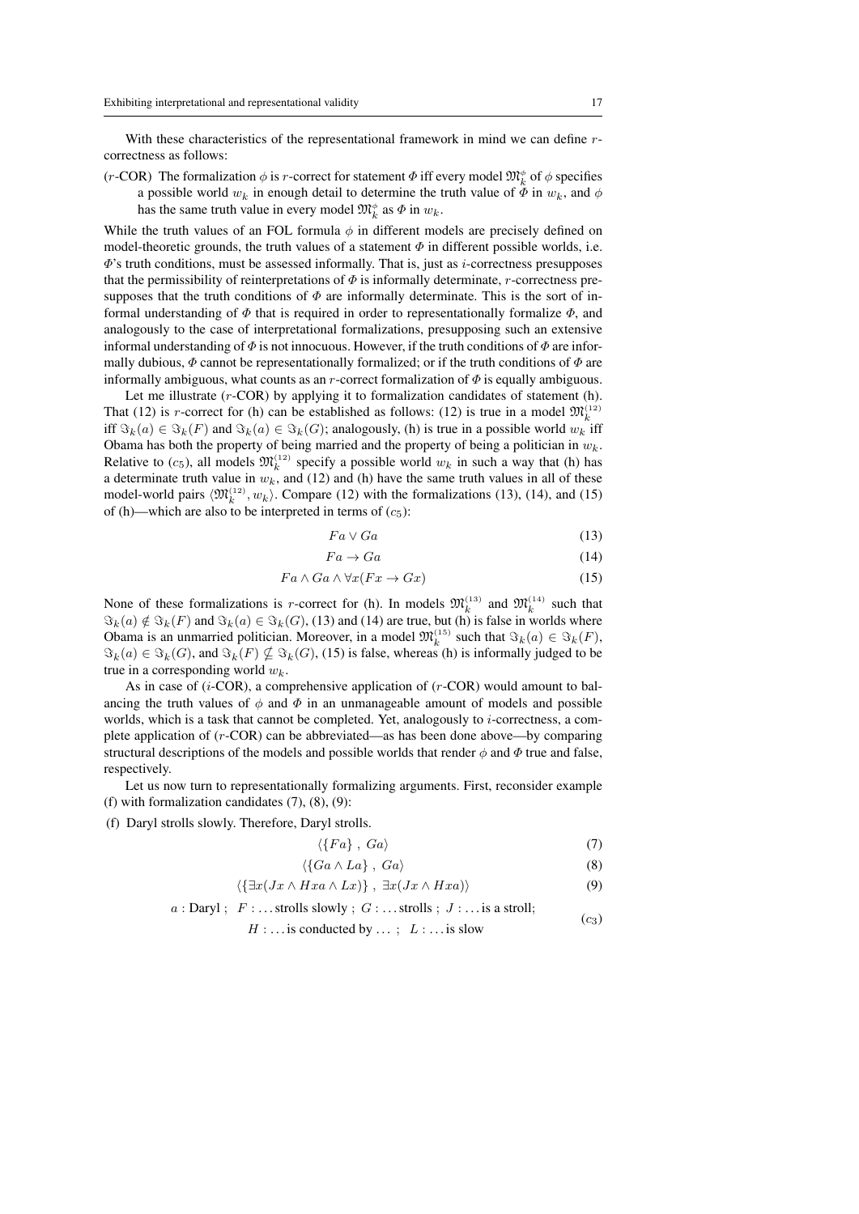With these characteristics of the representational framework in mind we can define $r$-correctness as follows:

($r$-COR) The formalization $\phi$ is $r$-correct for statement $\Phi$ iff every model $\mathfrak{M}_k^{\phi}$ of $\phi$ specifies a possible world $w_k$ in enough detail to determine the truth value of $\Phi$ in $w_k$, and $\phi$ has the same truth value in every model $\mathfrak{M}_k^{\phi}$ as $\Phi$ in $w_k$.

While the truth values of an FOL formula $\phi$ in different models are precisely defined on model-theoretic grounds, the truth values of a statement $\Phi$ in different possible worlds, i.e. $\Phi$'s truth conditions, must be assessed informally. That is, just as $i$-correctness presupposes that the permissibility of reinterpretations of $\Phi$ is informally determinate, $r$-correctness presupposes that the truth conditions of $\Phi$ are informally determinate. This is the sort of informal understanding of $\Phi$ that is required in order to representationally formalize $\Phi$, and analogously to the case of interpretational formalizations, presupposing such an extensive informal understanding of $\Phi$ is not innocuous. However, if the truth conditions of $\Phi$ are informally dubious, $\Phi$ cannot be representationally formalized; or if the truth conditions of $\Phi$ are informally ambiguous, what counts as an $r$-correct formalization of $\Phi$ is equally ambiguous.

Let me illustrate ($r$-COR) by applying it to formalization candidates of statement (h). That (12) is $r$-correct for (h) can be established as follows: (12) is true in a model $\mathfrak{M}_k^{(12)}$ iff $\Im_k(a) \in \Im_k(F)$ and $\Im_k(a) \in \Im_k(G)$; analogously, (h) is true in a possible world $w_k$ iff Obama has both the property of being married and the property of being a politician in $w_k$. Relative to ($c_5$), all models $\mathfrak{M}_k^{(12)}$ specify a possible world $w_k$ in such a way that (h) has a determinate truth value in $w_k$, and (12) and (h) have the same truth values in all of these model-world pairs $\langle \mathfrak{M}_k^{(12)}, w_k \rangle$. Compare (12) with the formalizations (13), (14), and (15) of (h)—which are also to be interpreted in terms of ($c_5$):

$$Fa \vee Ga \tag{13}$$

$$Fa \rightarrow Ga \tag{14}$$

$$Fa \wedge Ga \wedge \forall x(Fx \rightarrow Gx) \tag{15}$$

None of these formalizations is $r$-correct for (h). In models $\mathfrak{M}_k^{(13)}$ and $\mathfrak{M}_k^{(14)}$ such that $\Im_k(a) \notin \Im_k(F)$ and $\Im_k(a) \in \Im_k(G)$, (13) and (14) are true, but (h) is false in worlds where Obama is an unmarried politician. Moreover, in a model $\mathfrak{M}_k^{(15)}$ such that $\Im_k(a) \in \Im_k(F)$, $\Im_k(a) \in \Im_k(G)$, and $\Im_k(F) \nsubseteq \Im_k(G)$, (15) is false, whereas (h) is informally judged to be true in a corresponding world $w_k$.

As in case of ($i$-COR), a comprehensive application of ($r$-COR) would amount to balancing the truth values of $\phi$ and $\Phi$ in an unmanageable amount of models and possible worlds, which is a task that cannot be completed. Yet, analogously to $i$-correctness, a complete application of ($r$-COR) can be abbreviated—as has been done above—by comparing structural descriptions of the models and possible worlds that render $\phi$ and $\Phi$ true and false, respectively.

Let us now turn to representationally formalizing arguments. First, reconsider example (f) with formalization candidates (7), (8), (9):

(f) Daryl strolls slowly. Therefore, Daryl strolls.

$$\langle \{Fa\} \; , \; Ga \rangle \tag{7}$$

$$\langle \{Ga \wedge La\} \; , \; Ga \rangle \tag{8}$$

$$\langle \{\exists x(Jx \wedge Hxa \wedge Lx)\} \; , \; \exists x(Jx \wedge Hxa) \rangle \tag{9}$$

$$a : \text{Daryl} \; ; \;\; F : \ldots \text{strolls slowly} \; ; \; G : \ldots \text{strolls} \; ; \; J : \ldots \text{is a stroll;} \quad H : \ldots \text{is conducted by} \ldots \; ; \;\; L : \ldots \text{is slow} \tag{$c_3$}$$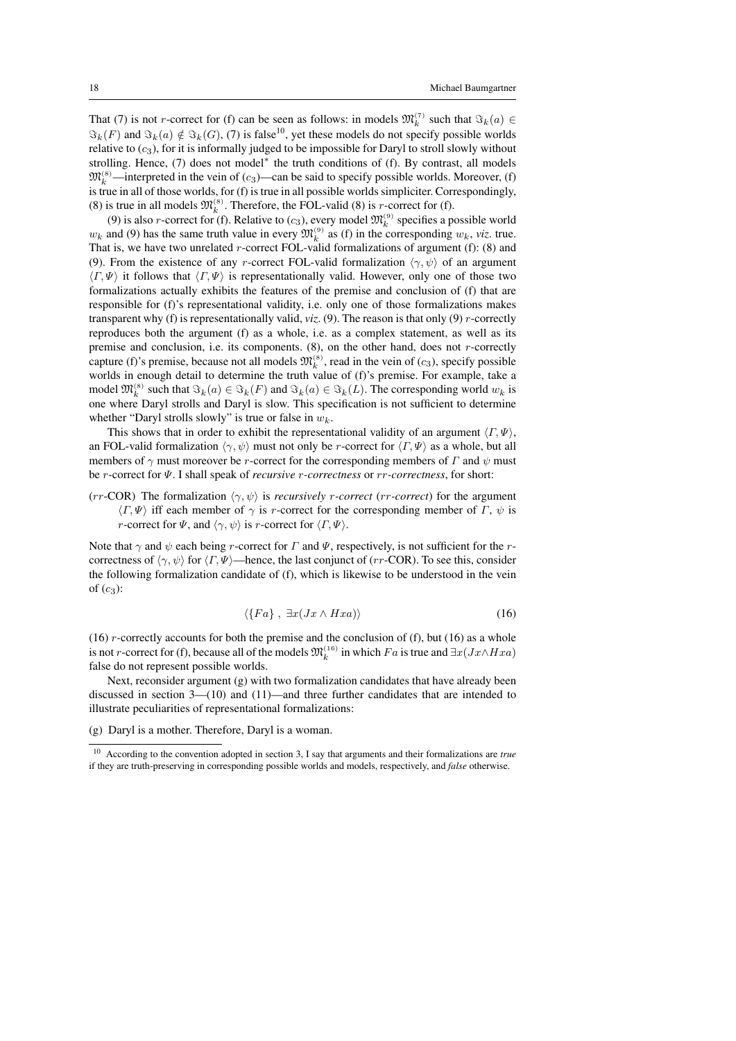That (7) is not $r$-correct for (f) can be seen as follows: in models $\mathfrak{M}_k^{(7)}$ such that $\Im_k(a) \in \Im_k(F)$ and $\Im_k(a) \notin \Im_k(G)$, (7) is false[10], yet these models do not specify possible worlds relative to $(c_3)$, for it is informally judged to be impossible for Daryl to stroll slowly without strolling. Hence, (7) does not model* the truth conditions of (f). By contrast, all models $\mathfrak{M}_k^{(8)}$—interpreted in the vein of $(c_3)$—can be said to specify possible worlds. Moreover, (f) is true in all of those worlds, for (f) is true in all possible worlds simpliciter. Correspondingly, (8) is true in all models $\mathfrak{M}_k^{(8)}$. Therefore, the FOL-valid (8) is $r$-correct for (f).

(9) is also $r$-correct for (f). Relative to $(c_3)$, every model $\mathfrak{M}_k^{(9)}$ specifies a possible world $w_k$ and (9) has the same truth value in every $\mathfrak{M}_k^{(9)}$ as (f) in the corresponding $w_k$, *viz.* true. That is, we have two unrelated $r$-correct FOL-valid formalizations of argument (f): (8) and (9). From the existence of any $r$-correct FOL-valid formalization $\langle \gamma, \psi \rangle$ of an argument $\langle \Gamma, \Psi \rangle$ it follows that $\langle \Gamma, \Psi \rangle$ is representationally valid. However, only one of those two formalizations actually exhibits the features of the premise and conclusion of (f) that are responsible for (f)'s representational validity, i.e. only one of those formalizations makes transparent why (f) is representationally valid, *viz.* (9). The reason is that only (9) $r$-correctly reproduces both the argument (f) as a whole, i.e. as a complex statement, as well as its premise and conclusion, i.e. its components. (8), on the other hand, does not $r$-correctly capture (f)'s premise, because not all models $\mathfrak{M}_k^{(8)}$, read in the vein of $(c_3)$, specify possible worlds in enough detail to determine the truth value of (f)'s premise. For example, take a model $\mathfrak{M}_k^{(8)}$ such that $\Im_k(a) \in \Im_k(F)$ and $\Im_k(a) \in \Im_k(L)$. The corresponding world $w_k$ is one where Daryl strolls and Daryl is slow. This specification is not sufficient to determine whether "Daryl strolls slowly" is true or false in $w_k$.

This shows that in order to exhibit the representational validity of an argument $\langle \Gamma, \Psi \rangle$, an FOL-valid formalization $\langle \gamma, \psi \rangle$ must not only be $r$-correct for $\langle \Gamma, \Psi \rangle$ as a whole, but all members of $\gamma$ must moreover be $r$-correct for the corresponding members of $\Gamma$ and $\psi$ must be $r$-correct for $\Psi$. I shall speak of *recursive $r$-correctness* or *$rr$-correctness*, for short:

($rr$-COR) The formalization $\langle \gamma, \psi \rangle$ is *recursively $r$-correct* (*$rr$-correct*) for the argument $\langle \Gamma, \Psi \rangle$ iff each member of $\gamma$ is $r$-correct for the corresponding member of $\Gamma$, $\psi$ is $r$-correct for $\Psi$, and $\langle \gamma, \psi \rangle$ is $r$-correct for $\langle \Gamma, \Psi \rangle$.

Note that $\gamma$ and $\psi$ each being $r$-correct for $\Gamma$ and $\Psi$, respectively, is not sufficient for the $r$-correctness of $\langle \gamma, \psi \rangle$ for $\langle \Gamma, \Psi \rangle$—hence, the last conjunct of ($rr$-COR). To see this, consider the following formalization candidate of (f), which is likewise to be understood in the vein of $(c_3)$:

$$\langle \{Fa\} \ , \ \exists x(Jx \wedge Hxa) \rangle \tag{16}$$

(16) $r$-correctly accounts for both the premise and the conclusion of (f), but (16) as a whole is not $r$-correct for (f), because all of the models $\mathfrak{M}_k^{(16)}$ in which $Fa$ is true and $\exists x(Jx \wedge Hxa)$ false do not represent possible worlds.

Next, reconsider argument (g) with two formalization candidates that have already been discussed in section 3—(10) and (11)—and three further candidates that are intended to illustrate peculiarities of representational formalizations:

(g) Daryl is a mother. Therefore, Daryl is a woman.

[10] According to the convention adopted in section 3, I say that arguments and their formalizations are *true* if they are truth-preserving in corresponding possible worlds and models, respectively, and *false* otherwise.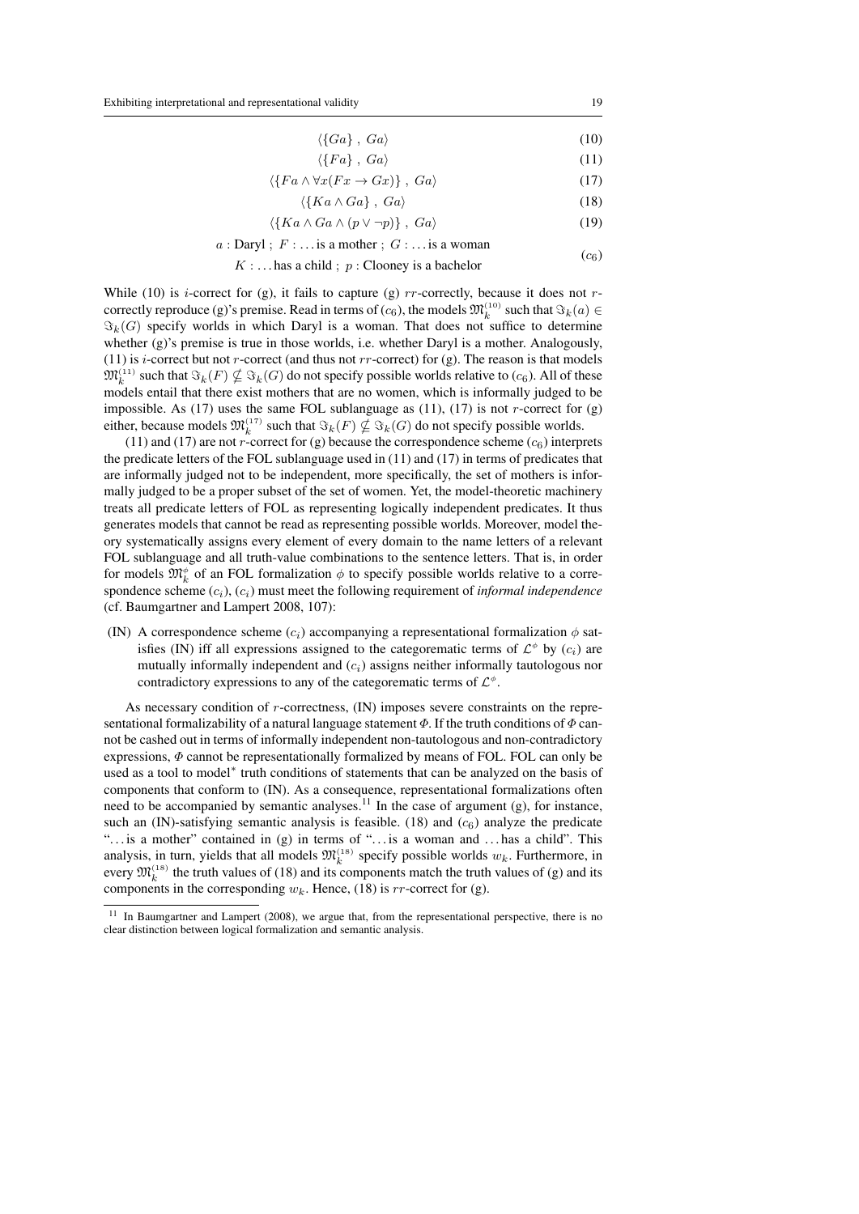$$\langle \{Ga\}\ ,\ Ga \rangle \tag{10}$$

$$\langle \{Fa\}\ ,\ Ga \rangle \tag{11}$$

$$\langle \{Fa \wedge \forall x(Fx \rightarrow Gx)\}\ ,\ Ga \rangle \tag{17}$$

$$\langle \{Ka \wedge Ga\}\ ,\ Ga \rangle \tag{18}$$

$$\langle \{Ka \wedge Ga \wedge (p \vee \neg p)\}\ ,\ Ga \rangle \tag{19}$$

$$\begin{array}{c} a : \text{Daryl}\ ;\ F : \ldots \text{is a mother}\ ;\ G : \ldots \text{is a woman} \\ K : \ldots \text{has a child}\ ;\ p : \text{Clooney is a bachelor} \end{array} \tag{$c_6$}$$

While (10) is $i$-correct for (g), it fails to capture (g) $rr$-correctly, because it does not $r$-correctly reproduce (g)'s premise. Read in terms of ($c_6$), the models $\mathfrak{M}_k^{(10)}$ such that $\Im_k(a) \in \Im_k(G)$ specify worlds in which Daryl is a woman. That does not suffice to determine whether (g)'s premise is true in those worlds, i.e. whether Daryl is a mother. Analogously, (11) is $i$-correct but not $r$-correct (and thus not $rr$-correct) for (g). The reason is that models $\mathfrak{M}_k^{(11)}$ such that $\Im_k(F) \nsubseteq \Im_k(G)$ do not specify possible worlds relative to ($c_6$). All of these models entail that there exist mothers that are no women, which is informally judged to be impossible. As (17) uses the same FOL sublanguage as (11), (17) is not $r$-correct for (g) either, because models $\mathfrak{M}_k^{(17)}$ such that $\Im_k(F) \nsubseteq \Im_k(G)$ do not specify possible worlds.

(11) and (17) are not $r$-correct for (g) because the correspondence scheme ($c_6$) interprets the predicate letters of the FOL sublanguage used in (11) and (17) in terms of predicates that are informally judged not to be independent, more specifically, the set of mothers is informally judged to be a proper subset of the set of women. Yet, the model-theoretic machinery treats all predicate letters of FOL as representing logically independent predicates. It thus generates models that cannot be read as representing possible worlds. Moreover, model theory systematically assigns every element of every domain to the name letters of a relevant FOL sublanguage and all truth-value combinations to the sentence letters. That is, in order for models $\mathfrak{M}_k^{\phi}$ of an FOL formalization $\phi$ to specify possible worlds relative to a correspondence scheme ($c_i$), ($c_i$) must meet the following requirement of *informal independence* (cf. Baumgartner and Lampert 2008, 107):

(IN) A correspondence scheme ($c_i$) accompanying a representational formalization $\phi$ satisfies (IN) iff all expressions assigned to the categorematic terms of $\mathcal{L}^{\phi}$ by ($c_i$) are mutually informally independent and ($c_i$) assigns neither informally tautologous nor contradictory expressions to any of the categorematic terms of $\mathcal{L}^{\phi}$.

As necessary condition of $r$-correctness, (IN) imposes severe constraints on the representational formalizability of a natural language statement $\Phi$. If the truth conditions of $\Phi$ cannot be cashed out in terms of informally independent non-tautologous and non-contradictory expressions, $\Phi$ cannot be representationally formalized by means of FOL. FOL can only be used as a tool to model* truth conditions of statements that can be analyzed on the basis of components that conform to (IN). As a consequence, representational formalizations often need to be accompanied by semantic analyses.[11] In the case of argument (g), for instance, such an (IN)-satisfying semantic analysis is feasible. (18) and ($c_6$) analyze the predicate "…is a mother" contained in (g) in terms of "…is a woman and …has a child". This analysis, in turn, yields that all models $\mathfrak{M}_k^{(18)}$ specify possible worlds $w_k$. Furthermore, in every $\mathfrak{M}_k^{(18)}$ the truth values of (18) and its components match the truth values of (g) and its components in the corresponding $w_k$. Hence, (18) is $rr$-correct for (g).

[11] In Baumgartner and Lampert (2008), we argue that, from the representational perspective, there is no clear distinction between logical formalization and semantic analysis.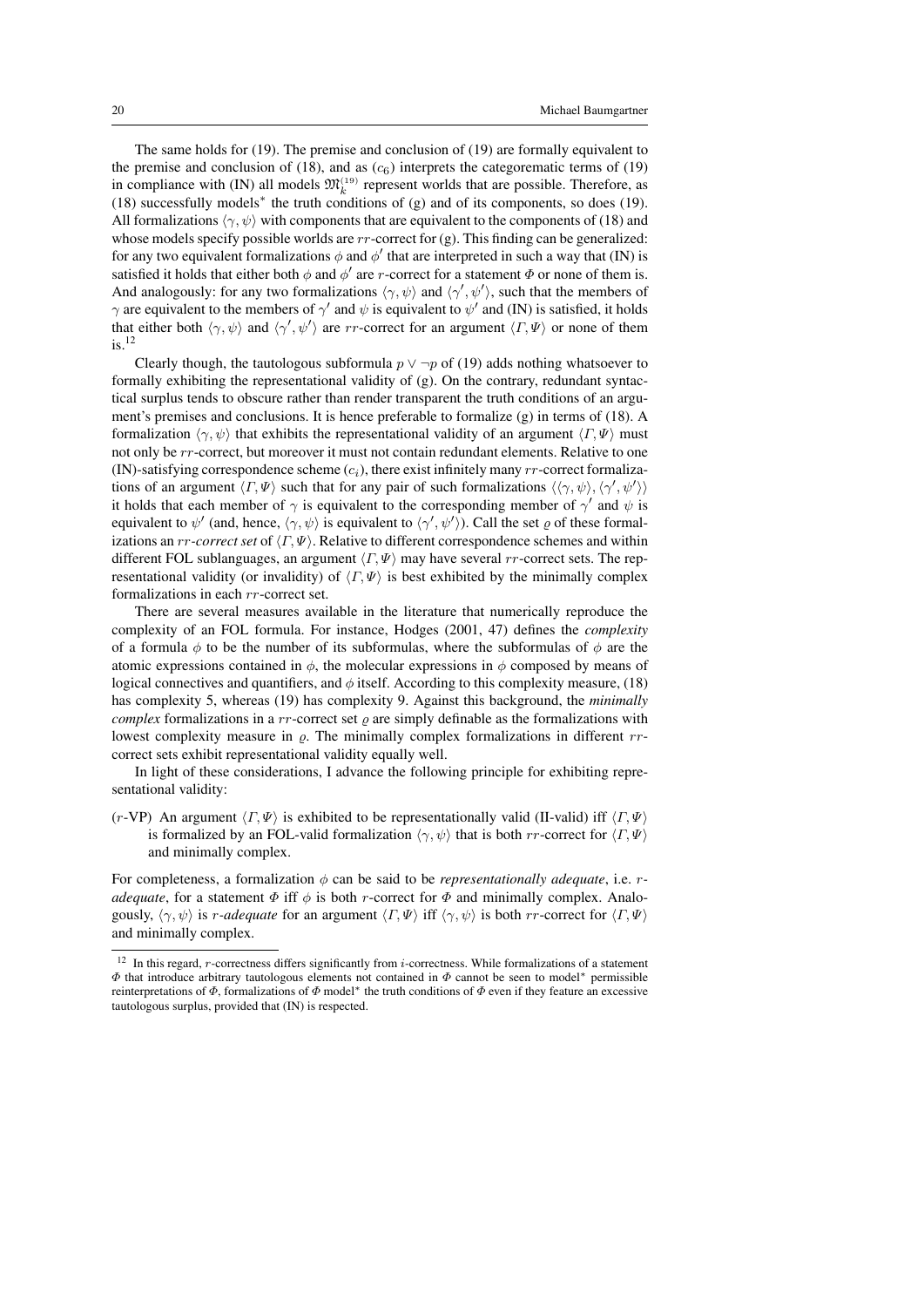The same holds for (19). The premise and conclusion of (19) are formally equivalent to the premise and conclusion of (18), and as $(c_6)$ interprets the categorematic terms of (19) in compliance with (IN) all models $\mathfrak{M}_k^{(19)}$ represent worlds that are possible. Therefore, as (18) successfully models* the truth conditions of (g) and of its components, so does (19). All formalizations $\langle \gamma, \psi \rangle$ with components that are equivalent to the components of (18) and whose models specify possible worlds are $rr$-correct for (g). This finding can be generalized: for any two equivalent formalizations $\phi$ and $\phi'$ that are interpreted in such a way that (IN) is satisfied it holds that either both $\phi$ and $\phi'$ are $r$-correct for a statement $\Phi$ or none of them is. And analogously: for any two formalizations $\langle \gamma, \psi \rangle$ and $\langle \gamma', \psi' \rangle$, such that the members of $\gamma$ are equivalent to the members of $\gamma'$ and $\psi$ is equivalent to $\psi'$ and (IN) is satisfied, it holds that either both $\langle \gamma, \psi \rangle$ and $\langle \gamma', \psi' \rangle$ are $rr$-correct for an argument $\langle \Gamma, \Psi \rangle$ or none of them is.[12]

Clearly though, the tautologous subformula $p \vee \neg p$ of (19) adds nothing whatsoever to formally exhibiting the representational validity of (g). On the contrary, redundant syntactical surplus tends to obscure rather than render transparent the truth conditions of an argument's premises and conclusions. It is hence preferable to formalize (g) in terms of (18). A formalization $\langle \gamma, \psi \rangle$ that exhibits the representational validity of an argument $\langle \Gamma, \Psi \rangle$ must not only be $rr$-correct, but moreover it must not contain redundant elements. Relative to one (IN)-satisfying correspondence scheme $(c_i)$, there exist infinitely many $rr$-correct formalizations of an argument $\langle \Gamma, \Psi \rangle$ such that for any pair of such formalizations $\langle \langle \gamma, \psi \rangle, \langle \gamma', \psi' \rangle \rangle$ it holds that each member of $\gamma$ is equivalent to the corresponding member of $\gamma'$ and $\psi$ is equivalent to $\psi'$ (and, hence, $\langle \gamma, \psi \rangle$ is equivalent to $\langle \gamma', \psi' \rangle$). Call the set $\varrho$ of these formalizations an *$rr$-correct set* of $\langle \Gamma, \Psi \rangle$. Relative to different correspondence schemes and within different FOL sublanguages, an argument $\langle \Gamma, \Psi \rangle$ may have several $rr$-correct sets. The representational validity (or invalidity) of $\langle \Gamma, \Psi \rangle$ is best exhibited by the minimally complex formalizations in each $rr$-correct set.

There are several measures available in the literature that numerically reproduce the complexity of an FOL formula. For instance, Hodges (2001, 47) defines the *complexity* of a formula $\phi$ to be the number of its subformulas, where the subformulas of $\phi$ are the atomic expressions contained in $\phi$, the molecular expressions in $\phi$ composed by means of logical connectives and quantifiers, and $\phi$ itself. According to this complexity measure, (18) has complexity 5, whereas (19) has complexity 9. Against this background, the *minimally complex* formalizations in a $rr$-correct set $\varrho$ are simply definable as the formalizations with lowest complexity measure in $\varrho$. The minimally complex formalizations in different $rr$-correct sets exhibit representational validity equally well.

In light of these considerations, I advance the following principle for exhibiting representational validity:

($r$-VP) An argument $\langle \Gamma, \Psi \rangle$ is exhibited to be representationally valid (II-valid) iff $\langle \Gamma, \Psi \rangle$ is formalized by an FOL-valid formalization $\langle \gamma, \psi \rangle$ that is both $rr$-correct for $\langle \Gamma, \Psi \rangle$ and minimally complex.

For completeness, a formalization $\phi$ can be said to be *representationally adequate*, i.e. *$r$-adequate*, for a statement $\Phi$ iff $\phi$ is both $r$-correct for $\Phi$ and minimally complex. Analogously, $\langle \gamma, \psi \rangle$ is *$r$-adequate* for an argument $\langle \Gamma, \Psi \rangle$ iff $\langle \gamma, \psi \rangle$ is both $rr$-correct for $\langle \Gamma, \Psi \rangle$ and minimally complex.

---

[12] In this regard, $r$-correctness differs significantly from $i$-correctness. While formalizations of a statement $\Phi$ that introduce arbitrary tautologous elements not contained in $\Phi$ cannot be seen to model* permissible reinterpretations of $\Phi$, formalizations of $\Phi$ model* the truth conditions of $\Phi$ even if they feature an excessive tautologous surplus, provided that (IN) is respected.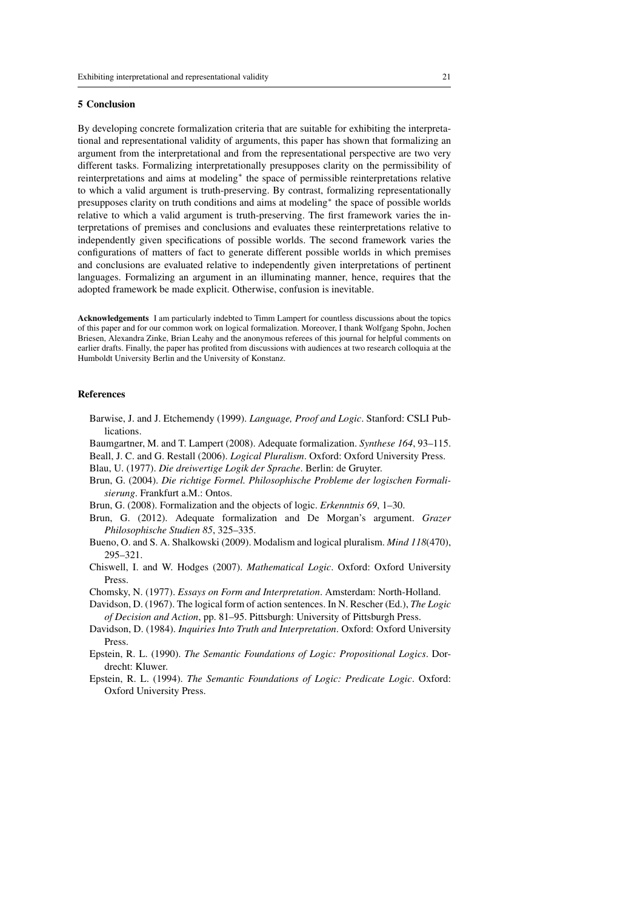## 5 Conclusion

By developing concrete formalization criteria that are suitable for exhibiting the interpretational and representational validity of arguments, this paper has shown that formalizing an argument from the interpretational and from the representational perspective are two very different tasks. Formalizing interpretationally presupposes clarity on the permissibility of reinterpretations and aims at modeling* the space of permissible reinterpretations relative to which a valid argument is truth-preserving. By contrast, formalizing representationally presupposes clarity on truth conditions and aims at modeling* the space of possible worlds relative to which a valid argument is truth-preserving. The first framework varies the interpretations of premises and conclusions and evaluates these reinterpretations relative to independently given specifications of possible worlds. The second framework varies the configurations of matters of fact to generate different possible worlds in which premises and conclusions are evaluated relative to independently given interpretations of pertinent languages. Formalizing an argument in an illuminating manner, hence, requires that the adopted framework be made explicit. Otherwise, confusion is inevitable.

**Acknowledgements** I am particularly indebted to Timm Lampert for countless discussions about the topics of this paper and for our common work on logical formalization. Moreover, I thank Wolfgang Spohn, Jochen Briesen, Alexandra Zinke, Brian Leahy and the anonymous referees of this journal for helpful comments on earlier drafts. Finally, the paper has profited from discussions with audiences at two research colloquia at the Humboldt University Berlin and the University of Konstanz.

## References

Barwise, J. and J. Etchemendy (1999). *Language, Proof and Logic*. Stanford: CSLI Publications.

Baumgartner, M. and T. Lampert (2008). Adequate formalization. *Synthese 164*, 93–115.

Beall, J. C. and G. Restall (2006). *Logical Pluralism*. Oxford: Oxford University Press.

Blau, U. (1977). *Die dreiwertige Logik der Sprache*. Berlin: de Gruyter.

Brun, G. (2004). *Die richtige Formel. Philosophische Probleme der logischen Formalisierung*. Frankfurt a.M.: Ontos.

Brun, G. (2008). Formalization and the objects of logic. *Erkenntnis 69*, 1–30.

Brun, G. (2012). Adequate formalization and De Morgan's argument. *Grazer Philosophische Studien 85*, 325–335.

Bueno, O. and S. A. Shalkowski (2009). Modalism and logical pluralism. *Mind 118*(470), 295–321.

Chiswell, I. and W. Hodges (2007). *Mathematical Logic*. Oxford: Oxford University Press.

Chomsky, N. (1977). *Essays on Form and Interpretation*. Amsterdam: North-Holland.

Davidson, D. (1967). The logical form of action sentences. In N. Rescher (Ed.), *The Logic of Decision and Action*, pp. 81–95. Pittsburgh: University of Pittsburgh Press.

Davidson, D. (1984). *Inquiries Into Truth and Interpretation*. Oxford: Oxford University Press.

Epstein, R. L. (1990). *The Semantic Foundations of Logic: Propositional Logics*. Dordrecht: Kluwer.

Epstein, R. L. (1994). *The Semantic Foundations of Logic: Predicate Logic*. Oxford: Oxford University Press.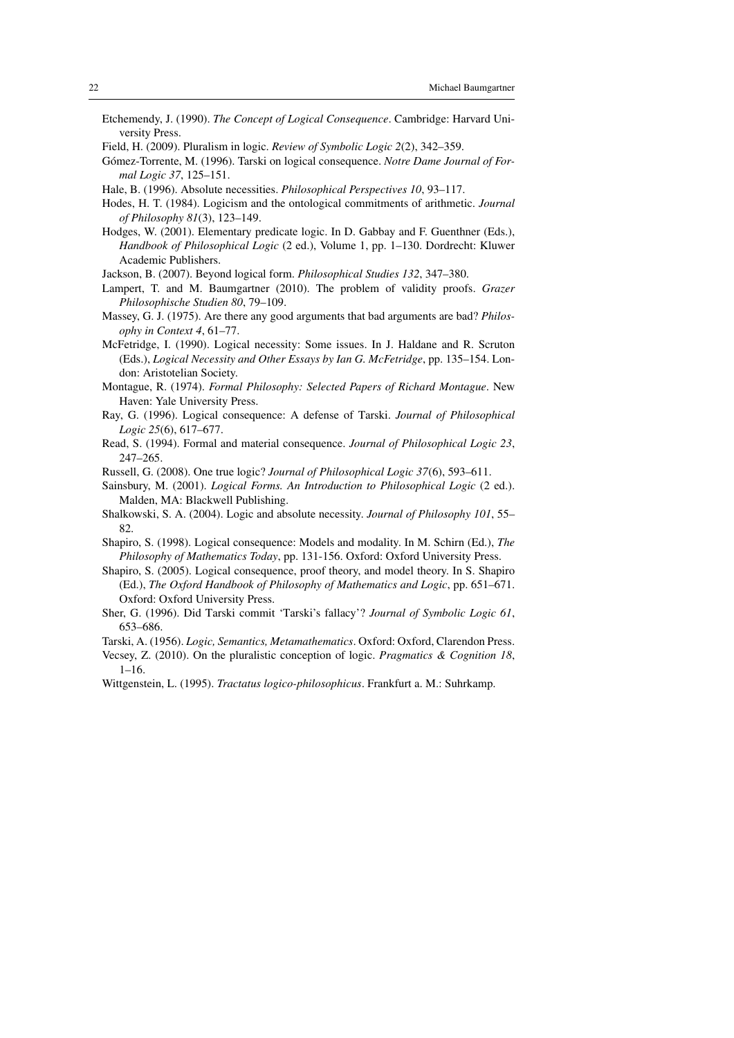Etchemendy, J. (1990). *The Concept of Logical Consequence*. Cambridge: Harvard University Press.

Field, H. (2009). Pluralism in logic. *Review of Symbolic Logic 2*(2), 342–359.

Gómez-Torrente, M. (1996). Tarski on logical consequence. *Notre Dame Journal of Formal Logic 37*, 125–151.

Hale, B. (1996). Absolute necessities. *Philosophical Perspectives 10*, 93–117.

Hodes, H. T. (1984). Logicism and the ontological commitments of arithmetic. *Journal of Philosophy 81*(3), 123–149.

Hodges, W. (2001). Elementary predicate logic. In D. Gabbay and F. Guenthner (Eds.), *Handbook of Philosophical Logic* (2 ed.), Volume 1, pp. 1–130. Dordrecht: Kluwer Academic Publishers.

Jackson, B. (2007). Beyond logical form. *Philosophical Studies 132*, 347–380.

Lampert, T. and M. Baumgartner (2010). The problem of validity proofs. *Grazer Philosophische Studien 80*, 79–109.

Massey, G. J. (1975). Are there any good arguments that bad arguments are bad? *Philosophy in Context 4*, 61–77.

McFetridge, I. (1990). Logical necessity: Some issues. In J. Haldane and R. Scruton (Eds.), *Logical Necessity and Other Essays by Ian G. McFetridge*, pp. 135–154. London: Aristotelian Society.

Montague, R. (1974). *Formal Philosophy: Selected Papers of Richard Montague*. New Haven: Yale University Press.

Ray, G. (1996). Logical consequence: A defense of Tarski. *Journal of Philosophical Logic 25*(6), 617–677.

Read, S. (1994). Formal and material consequence. *Journal of Philosophical Logic 23*, 247–265.

Russell, G. (2008). One true logic? *Journal of Philosophical Logic 37*(6), 593–611.

Sainsbury, M. (2001). *Logical Forms. An Introduction to Philosophical Logic* (2 ed.). Malden, MA: Blackwell Publishing.

Shalkowski, S. A. (2004). Logic and absolute necessity. *Journal of Philosophy 101*, 55–82.

Shapiro, S. (1998). Logical consequence: Models and modality. In M. Schirn (Ed.), *The Philosophy of Mathematics Today*, pp. 131-156. Oxford: Oxford University Press.

Shapiro, S. (2005). Logical consequence, proof theory, and model theory. In S. Shapiro (Ed.), *The Oxford Handbook of Philosophy of Mathematics and Logic*, pp. 651–671. Oxford: Oxford University Press.

Sher, G. (1996). Did Tarski commit 'Tarski's fallacy'? *Journal of Symbolic Logic 61*, 653–686.

Tarski, A. (1956). *Logic, Semantics, Metamathematics*. Oxford: Oxford, Clarendon Press.

Vecsey, Z. (2010). On the pluralistic conception of logic. *Pragmatics & Cognition 18*, 1–16.

Wittgenstein, L. (1995). *Tractatus logico-philosophicus*. Frankfurt a. M.: Suhrkamp.